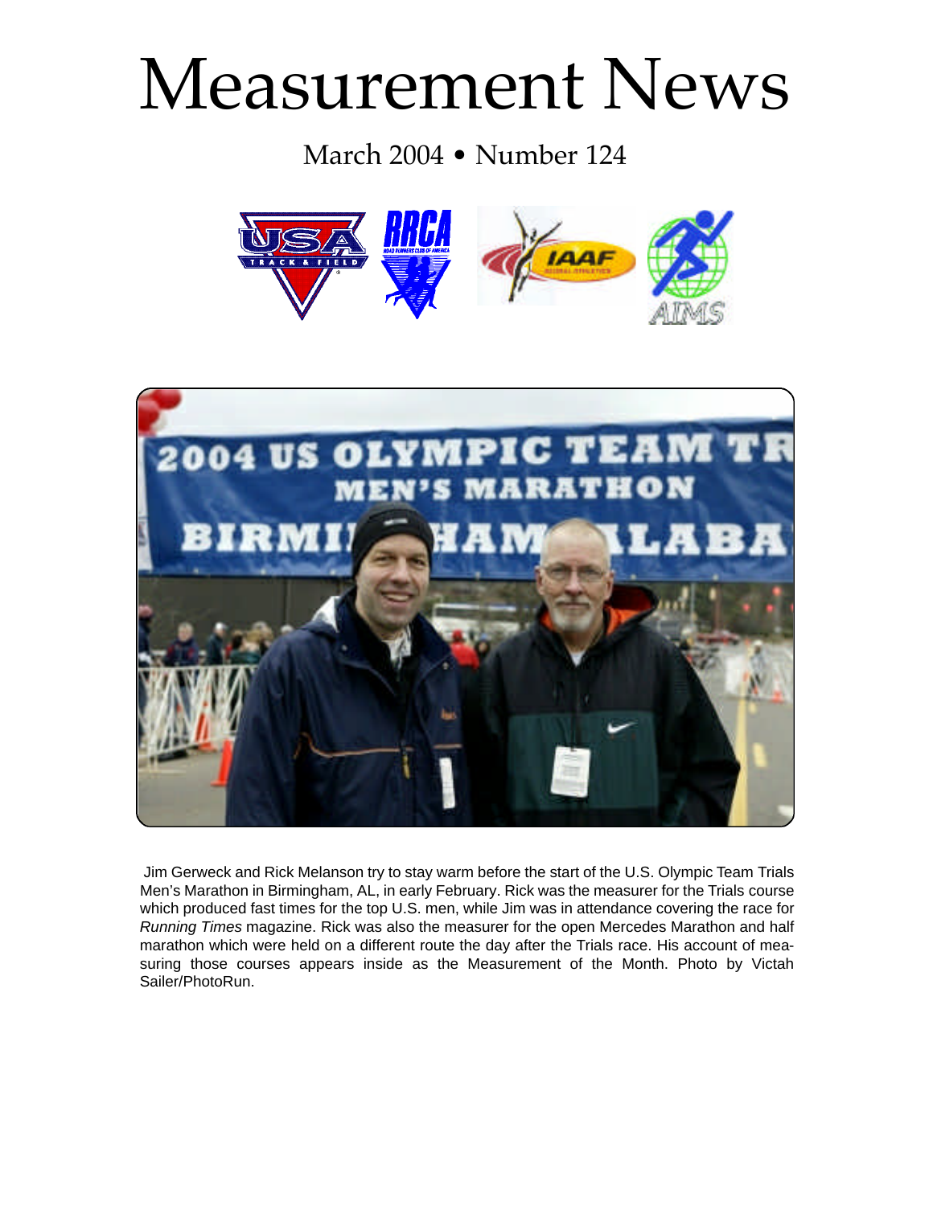# Measurement News

March 2004 • Number 124

Jim Gerweck and Rick Melanson try to stay warm before the start of the U.S. Olympic Team Trials Men's Marathon in Birmingham, AL, in early February. Rick was the measurer for the Trials course which produced fast times for the top U.S. men, while Jim was in attendance covering the race for *Running Times* magazine. Rick was also the measurer for the open Mercedes Marathon and half marathon which were held on a different route the day after the Trials race. His account of measuring those courses appears inside as the Measurement of the Month. Photo by Victah Sailer/PhotoRun.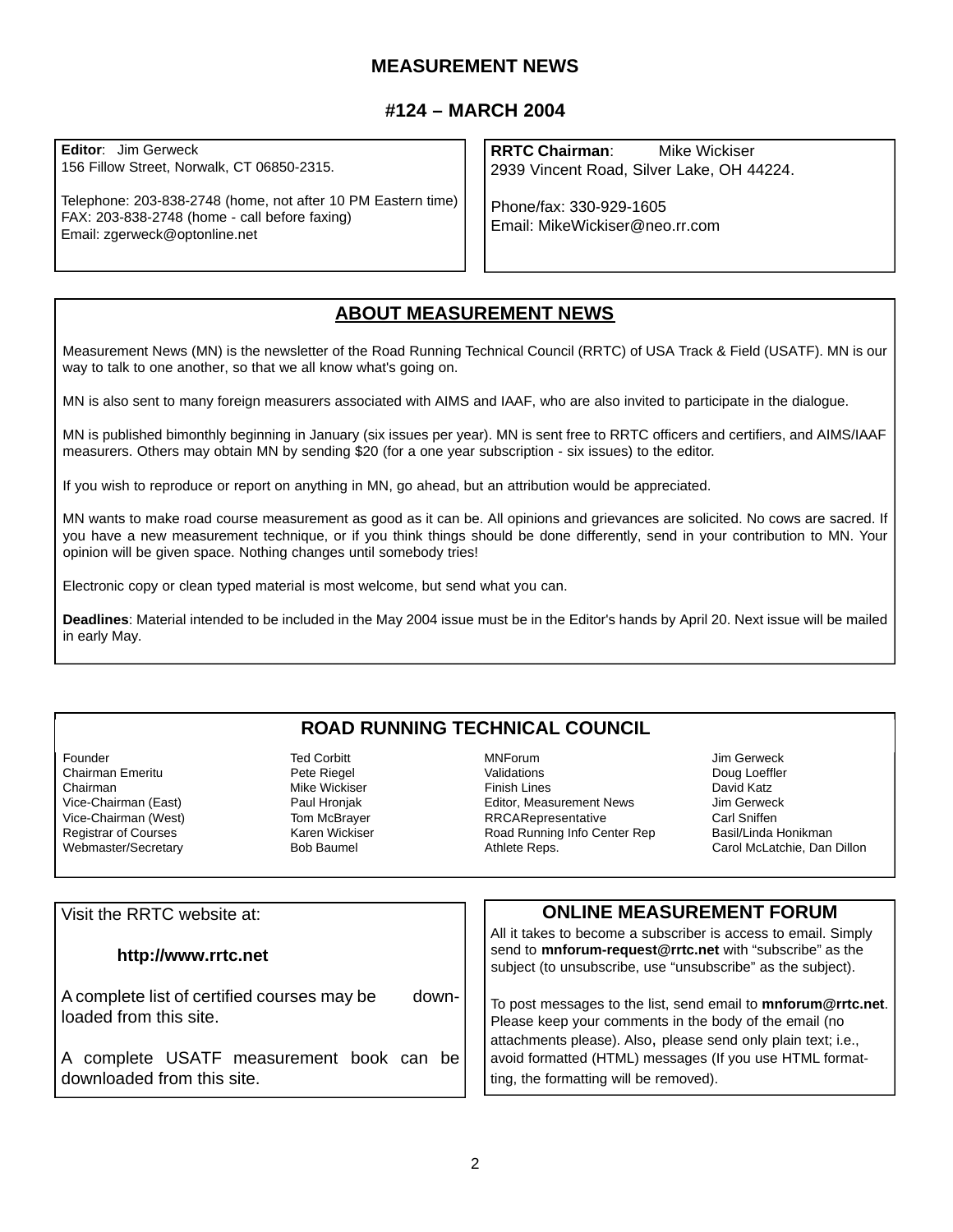# MEASUREMENT NEWS

## #124 – MARCH 2004

**Editor**: Jim Gerweck
156 Fillow Street, Norwalk, CT 06850-2315.

Telephone: 203-838-2748 (home, not after 10 PM Eastern time)
FAX: 203-838-2748 (home - call before faxing)
Email: zgerweck@optonline.net

**RRTC Chairman**: Mike Wickiser
2939 Vincent Road, Silver Lake, OH 44224.

Phone/fax: 330-929-1605
Email: MikeWickiser@neo.rr.com

## ABOUT MEASUREMENT NEWS

Measurement News (MN) is the newsletter of the Road Running Technical Council (RRTC) of USA Track & Field (USATF). MN is our way to talk to one another, so that we all know what's going on.

MN is also sent to many foreign measurers associated with AIMS and IAAF, who are also invited to participate in the dialogue.

MN is published bimonthly beginning in January (six issues per year). MN is sent free to RRTC officers and certifiers, and AIMS/IAAF measurers. Others may obtain MN by sending $20 (for a one year subscription - six issues) to the editor.

If you wish to reproduce or report on anything in MN, go ahead, but an attribution would be appreciated.

MN wants to make road course measurement as good as it can be. All opinions and grievances are solicited. No cows are sacred. If you have a new measurement technique, or if you think things should be done differently, send in your contribution to MN. Your opinion will be given space. Nothing changes until somebody tries!

Electronic copy or clean typed material is most welcome, but send what you can.

**Deadlines**: Material intended to be included in the May 2004 issue must be in the Editor's hands by April 20. Next issue will be mailed in early May.

## ROAD RUNNING TECHNICAL COUNCIL

| | | | |
|---|---|---|---|
| Founder | Ted Corbitt | MNForum | Jim Gerweck |
| Chairman Emeritu | Pete Riegel | Validations | Doug Loeffler |
| Chairman | Mike Wickiser | Finish Lines | David Katz |
| Vice-Chairman (East) | Paul Hronjak | Editor, Measurement News | Jim Gerweck |
| Vice-Chairman (West) | Tom McBrayer | RRCARepresentative | Carl Sniffen |
| Registrar of Courses | Karen Wickiser | Road Running Info Center Rep | Basil/Linda Honikman |
| Webmaster/Secretary | Bob Baumel | Athlete Reps. | Carol McLatchie, Dan Dillon |

Visit the RRTC website at:

**http://www.rrtc.net**

A complete list of certified courses may be downloaded from this site.

A complete USATF measurement book can be downloaded from this site.

## ONLINE MEASUREMENT FORUM

All it takes to become a subscriber is access to email. Simply send to **mnforum-request@rrtc.net** with "subscribe" as the subject (to unsubscribe, use "unsubscribe" as the subject).

To post messages to the list, send email to **mnforum@rrtc.net**. Please keep your comments in the body of the email (no attachments please). Also, please send only plain text; i.e., avoid formatted (HTML) messages (If you use HTML formatting, the formatting will be removed).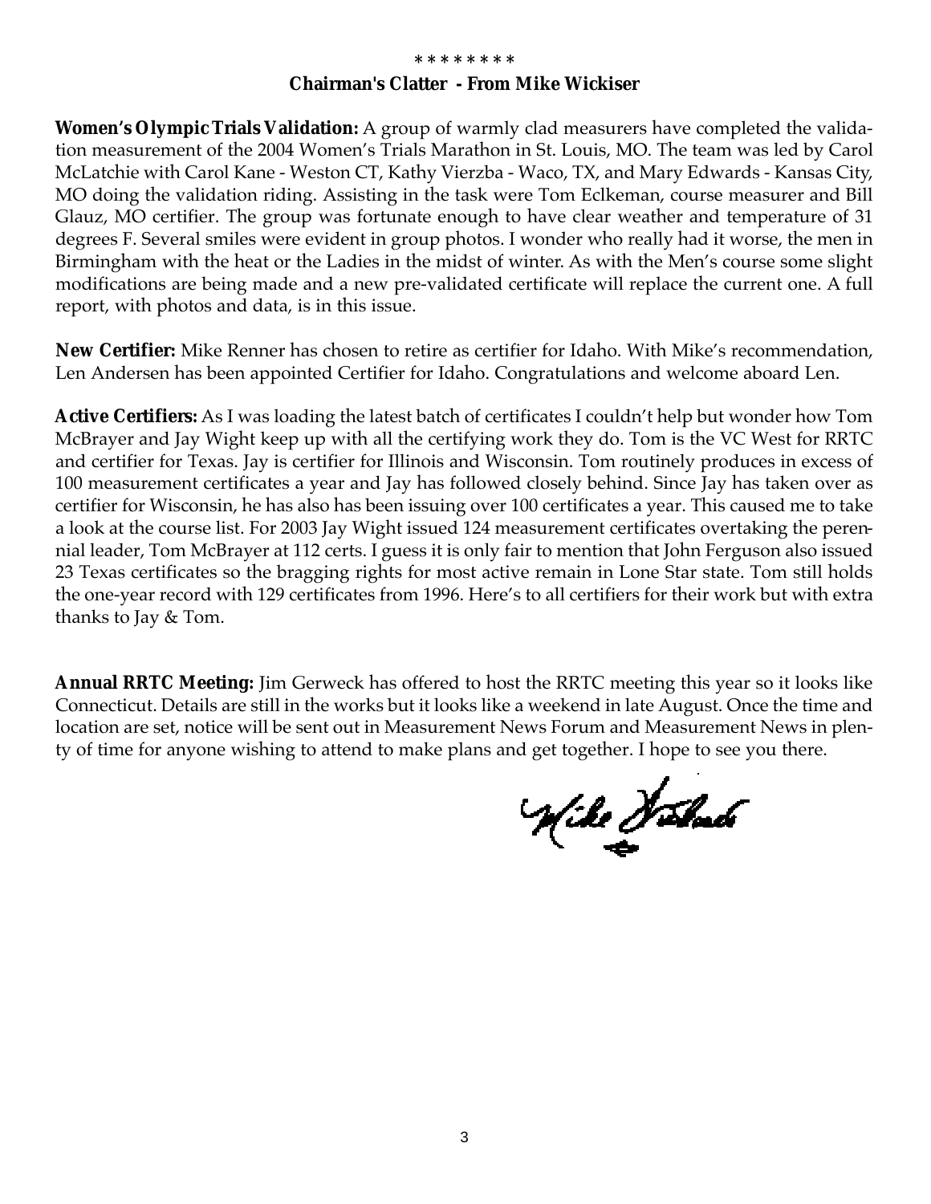\* \* \* \* \* \* \* \*

## Chairman's Clatter - From Mike Wickiser

**Women's Olympic Trials Validation:** A group of warmly clad measurers have completed the validation measurement of the 2004 Women's Trials Marathon in St. Louis, MO. The team was led by Carol McLatchie with Carol Kane - Weston CT, Kathy Vierzba - Waco, TX, and Mary Edwards - Kansas City, MO doing the validation riding. Assisting in the task were Tom Eclkeman, course measurer and Bill Glauz, MO certifier. The group was fortunate enough to have clear weather and temperature of 31 degrees F. Several smiles were evident in group photos. I wonder who really had it worse, the men in Birmingham with the heat or the Ladies in the midst of winter. As with the Men's course some slight modifications are being made and a new pre-validated certificate will replace the current one. A full report, with photos and data, is in this issue.

**New Certifier:** Mike Renner has chosen to retire as certifier for Idaho. With Mike's recommendation, Len Andersen has been appointed Certifier for Idaho. Congratulations and welcome aboard Len.

**Active Certifiers:** As I was loading the latest batch of certificates I couldn't help but wonder how Tom McBrayer and Jay Wight keep up with all the certifying work they do. Tom is the VC West for RRTC and certifier for Texas. Jay is certifier for Illinois and Wisconsin. Tom routinely produces in excess of 100 measurement certificates a year and Jay has followed closely behind. Since Jay has taken over as certifier for Wisconsin, he has also has been issuing over 100 certificates a year. This caused me to take a look at the course list. For 2003 Jay Wight issued 124 measurement certificates overtaking the perennial leader, Tom McBrayer at 112 certs. I guess it is only fair to mention that John Ferguson also issued 23 Texas certificates so the bragging rights for most active remain in Lone Star state. Tom still holds the one-year record with 129 certificates from 1996. Here's to all certifiers for their work but with extra thanks to Jay & Tom.

**Annual RRTC Meeting:** Jim Gerweck has offered to host the RRTC meeting this year so it looks like Connecticut. Details are still in the works but it looks like a weekend in late August. Once the time and location are set, notice will be sent out in Measurement News Forum and Measurement News in plenty of time for anyone wishing to attend to make plans and get together. I hope to see you there.

Mike Wickiser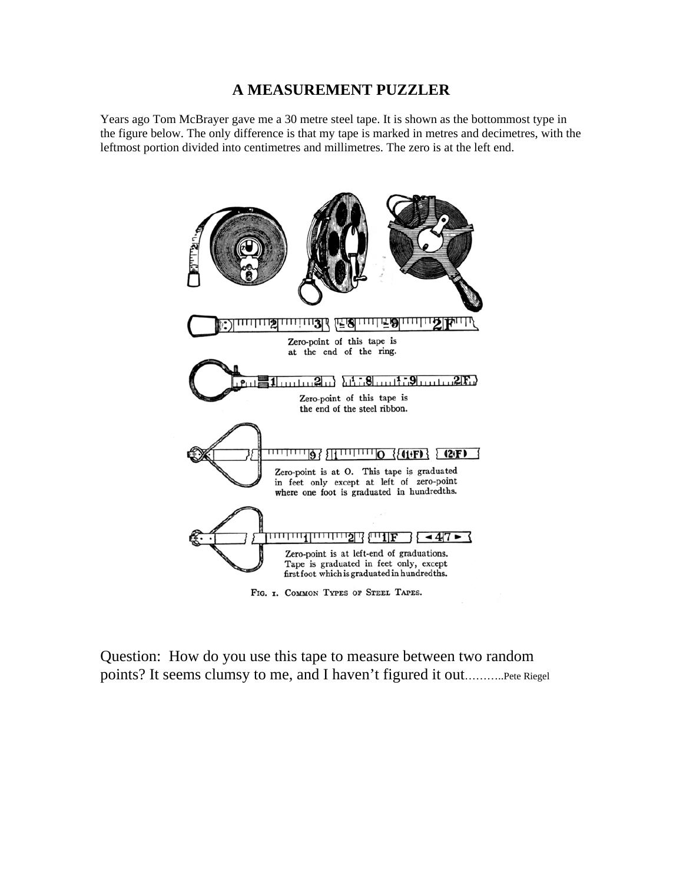# A MEASUREMENT PUZZLER

Years ago Tom McBrayer gave me a 30 metre steel tape. It is shown as the bottommost type in the figure below. The only difference is that my tape is marked in metres and decimetres, with the leftmost portion divided into centimetres and millimetres. The zero is at the left end.

Zero-point of this tape is at the end of the ring.

Zero-point of this tape is the end of the steel ribbon.

Zero-point is at O. This tape is graduated in feet only except at left of zero-point where one foot is graduated in hundredths.

Zero-point is at left-end of graduations. Tape is graduated in feet only, except first foot which is graduated in hundredths.

FIG. 1. COMMON TYPES OF STEEL TAPES.

Question: How do you use this tape to measure between two random points? It seems clumsy to me, and I haven't figured it out..........Pete Riegel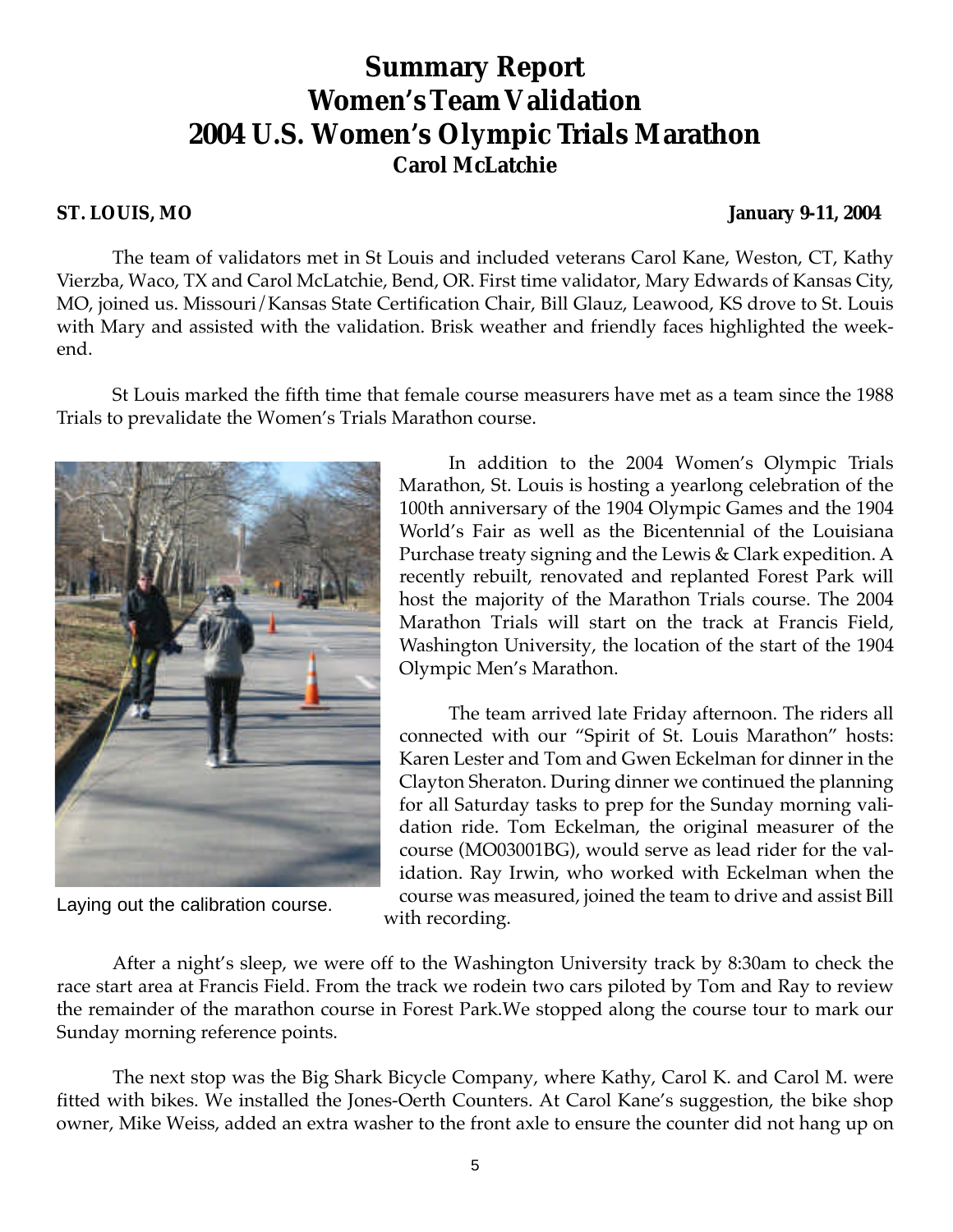# Summary Report
# Women's Team Validation
# 2004 U.S. Women's Olympic Trials Marathon
**Carol McLatchie**

**ST. LOUIS, MO** **January 9-11, 2004**

The team of validators met in St Louis and included veterans Carol Kane, Weston, CT, Kathy Vierzba, Waco, TX and Carol McLatchie, Bend, OR. First time validator, Mary Edwards of Kansas City, MO, joined us. Missouri/Kansas State Certification Chair, Bill Glauz, Leawood, KS drove to St. Louis with Mary and assisted with the validation. Brisk weather and friendly faces highlighted the weekend.

St Louis marked the fifth time that female course measurers have met as a team since the 1988 Trials to prevalidate the Women's Trials Marathon course.

Laying out the calibration course.

In addition to the 2004 Women's Olympic Trials Marathon, St. Louis is hosting a yearlong celebration of the 100th anniversary of the 1904 Olympic Games and the 1904 World's Fair as well as the Bicentennial of the Louisiana Purchase treaty signing and the Lewis & Clark expedition. A recently rebuilt, renovated and replanted Forest Park will host the majority of the Marathon Trials course. The 2004 Marathon Trials will start on the track at Francis Field, Washington University, the location of the start of the 1904 Olympic Men's Marathon.

The team arrived late Friday afternoon. The riders all connected with our "Spirit of St. Louis Marathon" hosts: Karen Lester and Tom and Gwen Eckelman for dinner in the Clayton Sheraton. During dinner we continued the planning for all Saturday tasks to prep for the Sunday morning validation ride. Tom Eckelman, the original measurer of the course (MO03001BG), would serve as lead rider for the validation. Ray Irwin, who worked with Eckelman when the course was measured, joined the team to drive and assist Bill with recording.

After a night's sleep, we were off to the Washington University track by 8:30am to check the race start area at Francis Field. From the track we rodein two cars piloted by Tom and Ray to review the remainder of the marathon course in Forest Park.We stopped along the course tour to mark our Sunday morning reference points.

The next stop was the Big Shark Bicycle Company, where Kathy, Carol K. and Carol M. were fitted with bikes. We installed the Jones-Oerth Counters. At Carol Kane's suggestion, the bike shop owner, Mike Weiss, added an extra washer to the front axle to ensure the counter did not hang up on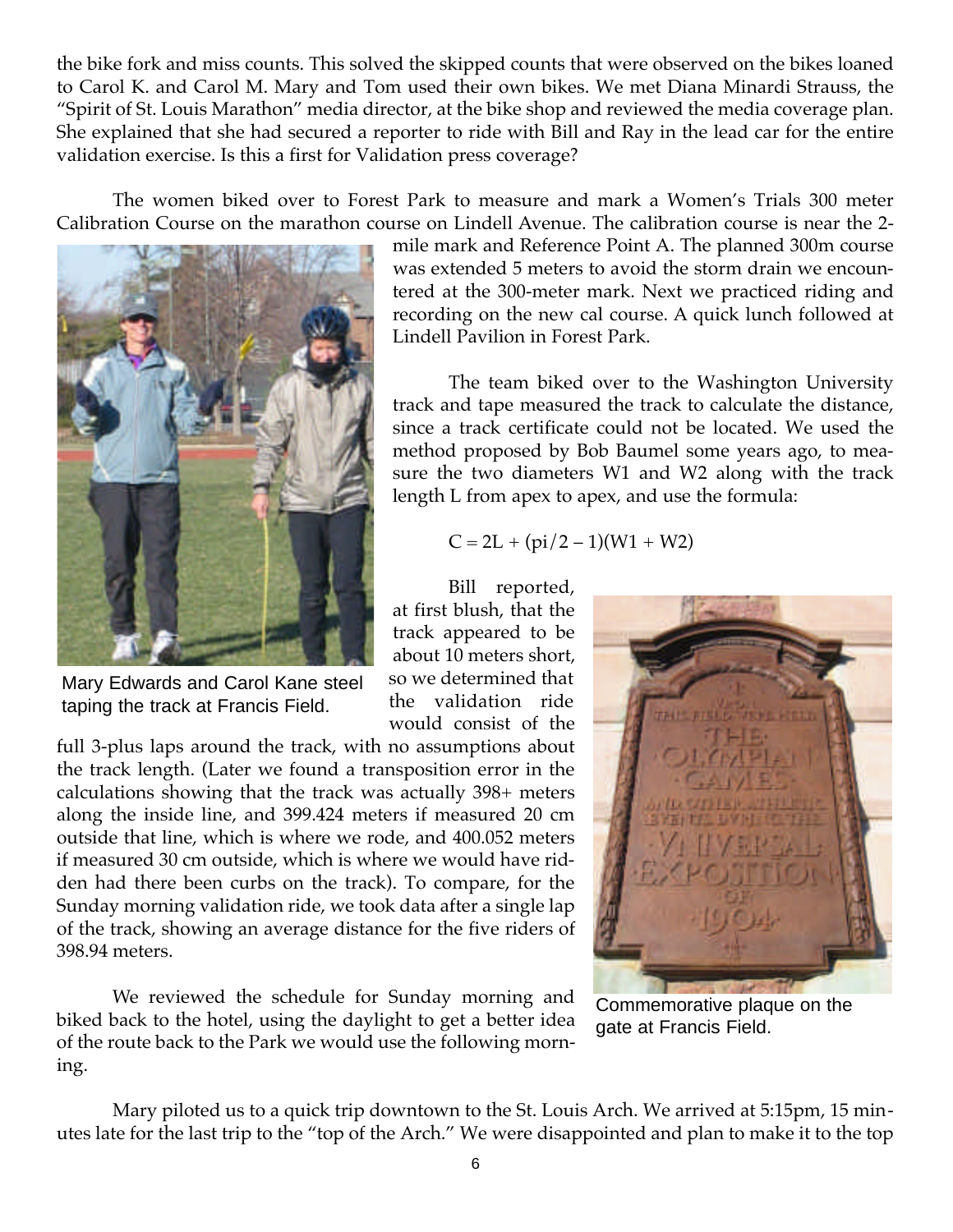the bike fork and miss counts. This solved the skipped counts that were observed on the bikes loaned to Carol K. and Carol M. Mary and Tom used their own bikes. We met Diana Minardi Strauss, the "Spirit of St. Louis Marathon" media director, at the bike shop and reviewed the media coverage plan. She explained that she had secured a reporter to ride with Bill and Ray in the lead car for the entire validation exercise. Is this a first for Validation press coverage?

The women biked over to Forest Park to measure and mark a Women's Trials 300 meter Calibration Course on the marathon course on Lindell Avenue. The calibration course is near the 2-mile mark and Reference Point A. The planned 300m course was extended 5 meters to avoid the storm drain we encountered at the 300-meter mark. Next we practiced riding and recording on the new cal course. A quick lunch followed at Lindell Pavilion in Forest Park.

Mary Edwards and Carol Kane steel taping the track at Francis Field.

The team biked over to the Washington University track and tape measured the track to calculate the distance, since a track certificate could not be located. We used the method proposed by Bob Baumel some years ago, to measure the two diameters W1 and W2 along with the track length L from apex to apex, and use the formula:

$$C = 2L + (\pi/2 - 1)(W1 + W2)$$

Bill reported, at first blush, that the track appeared to be about 10 meters short, so we determined that the validation ride would consist of the full 3-plus laps around the track, with no assumptions about the track length. (Later we found a transposition error in the calculations showing that the track was actually 398+ meters along the inside line, and 399.424 meters if measured 20 cm outside that line, which is where we rode, and 400.052 meters if measured 30 cm outside, which is where we would have ridden had there been curbs on the track). To compare, for the Sunday morning validation ride, we took data after a single lap of the track, showing an average distance for the five riders of 398.94 meters.

Commemorative plaque on the gate at Francis Field.

We reviewed the schedule for Sunday morning and biked back to the hotel, using the daylight to get a better idea of the route back to the Park we would use the following morning.

Mary piloted us to a quick trip downtown to the St. Louis Arch. We arrived at 5:15pm, 15 minutes late for the last trip to the "top of the Arch." We were disappointed and plan to make it to the top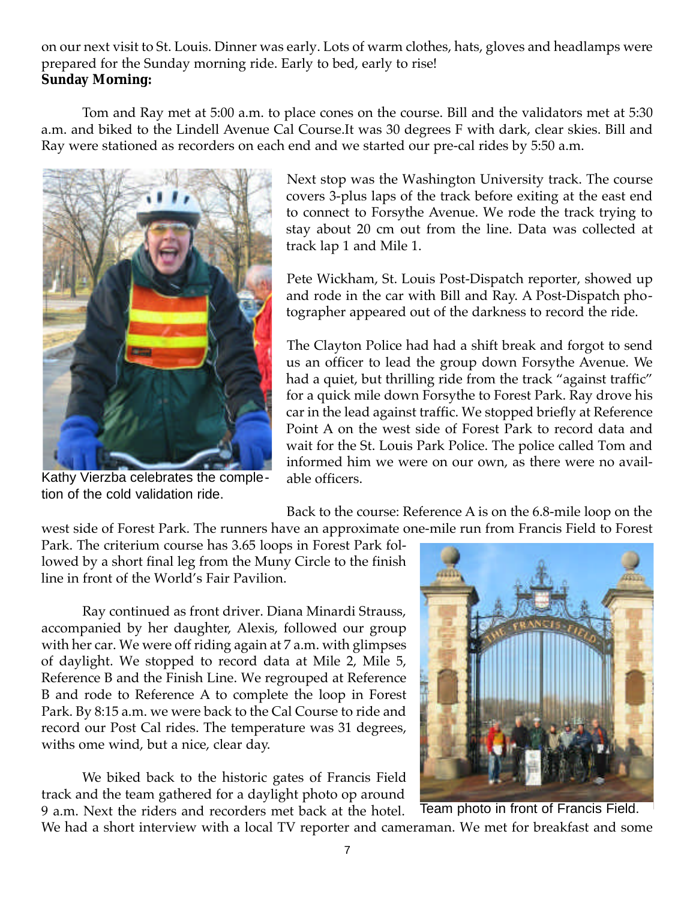on our next visit to St. Louis. Dinner was early. Lots of warm clothes, hats, gloves and headlamps were prepared for the Sunday morning ride. Early to bed, early to rise!

**Sunday Morning:**

Tom and Ray met at 5:00 a.m. to place cones on the course. Bill and the validators met at 5:30 a.m. and biked to the Lindell Avenue Cal Course.It was 30 degrees F with dark, clear skies. Bill and Ray were stationed as recorders on each end and we started our pre-cal rides by 5:50 a.m.

Kathy Vierzba celebrates the completion of the cold validation ride.

Next stop was the Washington University track. The course covers 3-plus laps of the track before exiting at the east end to connect to Forsythe Avenue. We rode the track trying to stay about 20 cm out from the line. Data was collected at track lap 1 and Mile 1.

Pete Wickham, St. Louis Post-Dispatch reporter, showed up and rode in the car with Bill and Ray. A Post-Dispatch photographer appeared out of the darkness to record the ride.

The Clayton Police had had a shift break and forgot to send us an officer to lead the group down Forsythe Avenue. We had a quiet, but thrilling ride from the track "against traffic" for a quick mile down Forsythe to Forest Park. Ray drove his car in the lead against traffic. We stopped briefly at Reference Point A on the west side of Forest Park to record data and wait for the St. Louis Park Police. The police called Tom and informed him we were on our own, as there were no available officers.

Back to the course: Reference A is on the 6.8-mile loop on the west side of Forest Park. The runners have an approximate one-mile run from Francis Field to Forest Park. The criterium course has 3.65 loops in Forest Park followed by a short final leg from the Muny Circle to the finish line in front of the World's Fair Pavilion.

Ray continued as front driver. Diana Minardi Strauss, accompanied by her daughter, Alexis, followed our group with her car. We were off riding again at 7 a.m. with glimpses of daylight. We stopped to record data at Mile 2, Mile 5, Reference B and the Finish Line. We regrouped at Reference B and rode to Reference A to complete the loop in Forest Park. By 8:15 a.m. we were back to the Cal Course to ride and record our Post Cal rides. The temperature was 31 degrees, withs ome wind, but a nice, clear day.

Team photo in front of Francis Field.

We biked back to the historic gates of Francis Field track and the team gathered for a daylight photo op around 9 a.m. Next the riders and recorders met back at the hotel. We had a short interview with a local TV reporter and cameraman. We met for breakfast and some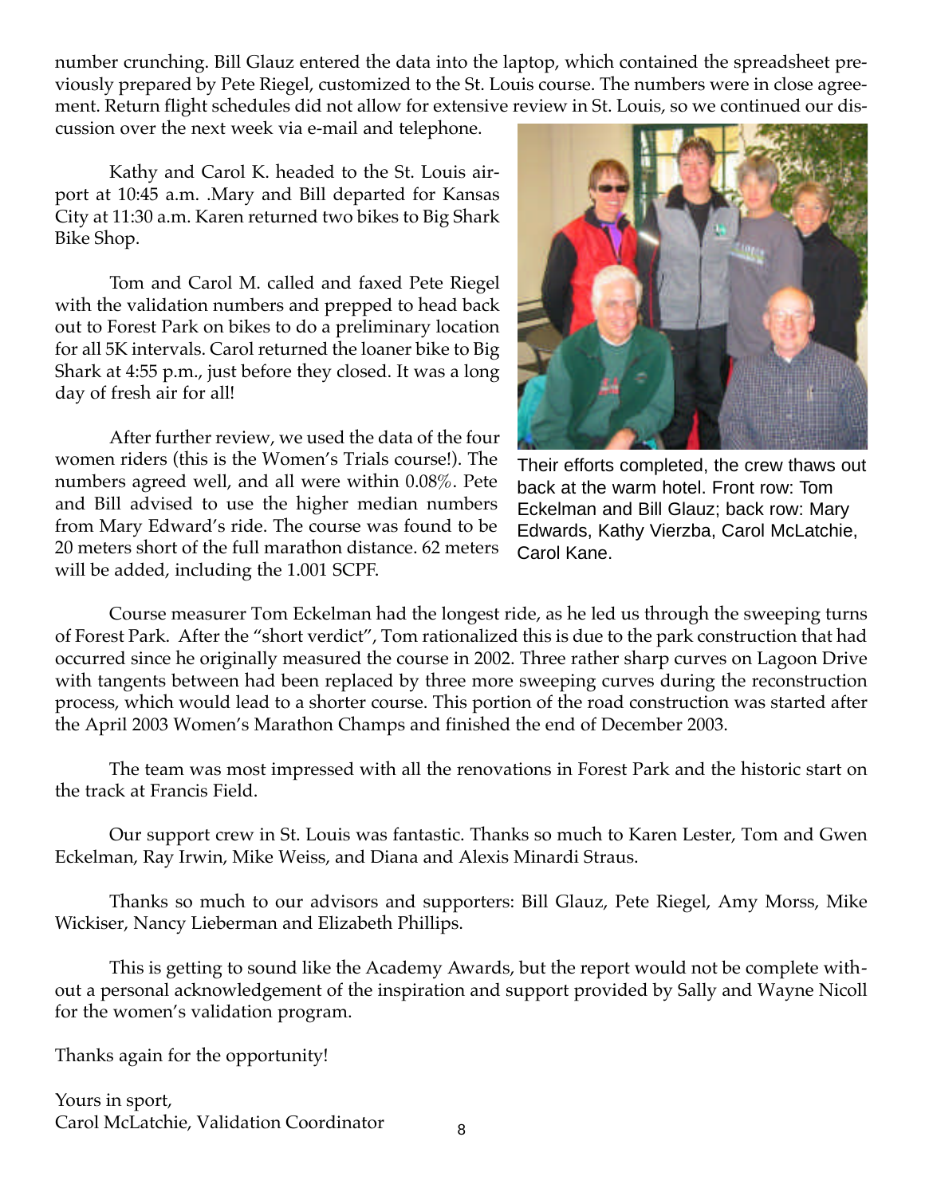number crunching. Bill Glauz entered the data into the laptop, which contained the spreadsheet previously prepared by Pete Riegel, customized to the St. Louis course. The numbers were in close agreement. Return flight schedules did not allow for extensive review in St. Louis, so we continued our discussion over the next week via e-mail and telephone.

Kathy and Carol K. headed to the St. Louis airport at 10:45 a.m. .Mary and Bill departed for Kansas City at 11:30 a.m. Karen returned two bikes to Big Shark Bike Shop.

Tom and Carol M. called and faxed Pete Riegel with the validation numbers and prepped to head back out to Forest Park on bikes to do a preliminary location for all 5K intervals. Carol returned the loaner bike to Big Shark at 4:55 p.m., just before they closed. It was a long day of fresh air for all!

After further review, we used the data of the four women riders (this is the Women's Trials course!). The numbers agreed well, and all were within 0.08%. Pete and Bill advised to use the higher median numbers from Mary Edward's ride. The course was found to be 20 meters short of the full marathon distance. 62 meters will be added, including the 1.001 SCPF.

Their efforts completed, the crew thaws out back at the warm hotel. Front row: Tom Eckelman and Bill Glauz; back row: Mary Edwards, Kathy Vierzba, Carol McLatchie, Carol Kane.

Course measurer Tom Eckelman had the longest ride, as he led us through the sweeping turns of Forest Park. After the "short verdict", Tom rationalized this is due to the park construction that had occurred since he originally measured the course in 2002. Three rather sharp curves on Lagoon Drive with tangents between had been replaced by three more sweeping curves during the reconstruction process, which would lead to a shorter course. This portion of the road construction was started after the April 2003 Women's Marathon Champs and finished the end of December 2003.

The team was most impressed with all the renovations in Forest Park and the historic start on the track at Francis Field.

Our support crew in St. Louis was fantastic. Thanks so much to Karen Lester, Tom and Gwen Eckelman, Ray Irwin, Mike Weiss, and Diana and Alexis Minardi Straus.

Thanks so much to our advisors and supporters: Bill Glauz, Pete Riegel, Amy Morss, Mike Wickiser, Nancy Lieberman and Elizabeth Phillips.

This is getting to sound like the Academy Awards, but the report would not be complete without a personal acknowledgement of the inspiration and support provided by Sally and Wayne Nicoll for the women's validation program.

Thanks again for the opportunity!

Yours in sport,  
Carol McLatchie, Validation Coordinator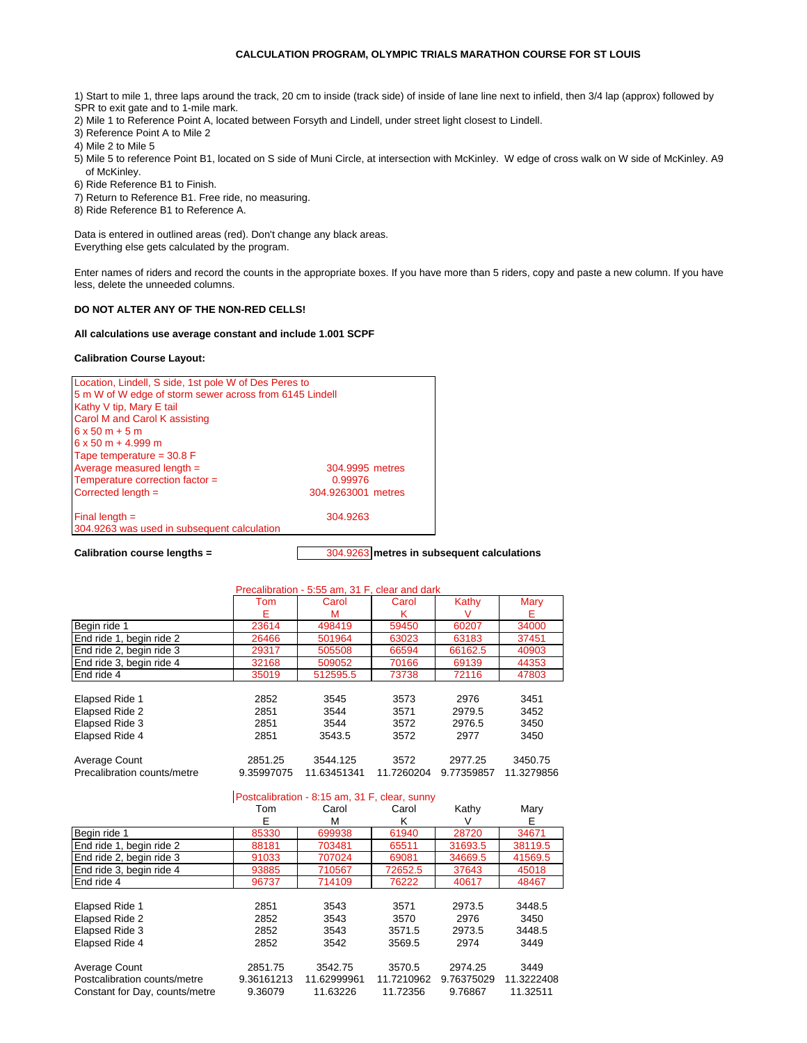# CALCULATION PROGRAM, OLYMPIC TRIALS MARATHON COURSE FOR ST LOUIS

1) Start to mile 1, three laps around the track, 20 cm to inside (track side) of inside of lane line next to infield, then 3/4 lap (approx) followed by SPR to exit gate and to 1-mile mark.
2) Mile 1 to Reference Point A, located between Forsyth and Lindell, under street light closest to Lindell.
3) Reference Point A to Mile 2
4) Mile 2 to Mile 5
5) Mile 5 to reference Point B1, located on S side of Muni Circle, at intersection with McKinley. W edge of cross walk on W side of McKinley. A9 of McKinley.
6) Ride Reference B1 to Finish.
7) Return to Reference B1. Free ride, no measuring.
8) Ride Reference B1 to Reference A.

Data is entered in outlined areas (red). Don't change any black areas.
Everything else gets calculated by the program.

Enter names of riders and record the counts in the appropriate boxes. If you have more than 5 riders, copy and paste a new column. If you have less, delete the unneeded columns.

**DO NOT ALTER ANY OF THE NON-RED CELLS!**

**All calculations use average constant and include 1.001 SCPF**

**Calibration Course Layout:**

Location, Lindell, S side, 1st pole W of Des Peres to
5 m W of W edge of storm sewer across from 6145 Lindell
Kathy V tip, Mary E tail
Carol M and Carol K assisting
6 x 50 m + 5 m
6 x 50 m + 4.999 m
Tape temperature = 30.8 F

| | |
|---|---|
| Average measured length = | 304.9995 metres |
| Temperature correction factor = | 0.99976 |
| Corrected length = | 304.9263001 metres |
| Final length = | 304.9263 |

304.9263 was used in subsequent calculation

**Calibration course lengths =** 304.9263 **metres in subsequent calculations**

Precalibration - 5:55 am, 31 F, clear and dark

| | Tom E | Carol M | Carol K | Kathy V | Mary E |
|---|---|---|---|---|---|
| Begin ride 1 | 23614 | 498419 | 59450 | 60207 | 34000 |
| End ride 1, begin ride 2 | 26466 | 501964 | 63023 | 63183 | 37451 |
| End ride 2, begin ride 3 | 29317 | 505508 | 66594 | 66162.5 | 40903 |
| End ride 3, begin ride 4 | 32168 | 509052 | 70166 | 69139 | 44353 |
| End ride 4 | 35019 | 512595.5 | 73738 | 72116 | 47803 |
| | | | | | |
| Elapsed Ride 1 | 2852 | 3545 | 3573 | 2976 | 3451 |
| Elapsed Ride 2 | 2851 | 3544 | 3571 | 2979.5 | 3452 |
| Elapsed Ride 3 | 2851 | 3544 | 3572 | 2976.5 | 3450 |
| Elapsed Ride 4 | 2851 | 3543.5 | 3572 | 2977 | 3450 |
| | | | | | |
| Average Count | 2851.25 | 3544.125 | 3572 | 2977.25 | 3450.75 |
| Precalibration counts/metre | 9.35997075 | 11.63451341 | 11.7260204 | 9.77359857 | 11.3279856 |

Postcalibration - 8:15 am, 31 F, clear, sunny

| | Tom E | Carol M | Carol K | Kathy V | Mary E |
|---|---|---|---|---|---|
| Begin ride 1 | 85330 | 699938 | 61940 | 28720 | 34671 |
| End ride 1, begin ride 2 | 88181 | 703481 | 65511 | 31693.5 | 38119.5 |
| End ride 2, begin ride 3 | 91033 | 707024 | 69081 | 34669.5 | 41569.5 |
| End ride 3, begin ride 4 | 93885 | 710567 | 72652.5 | 37643 | 45018 |
| End ride 4 | 96737 | 714109 | 76222 | 40617 | 48467 |
| | | | | | |
| Elapsed Ride 1 | 2851 | 3543 | 3571 | 2973.5 | 3448.5 |
| Elapsed Ride 2 | 2852 | 3543 | 3570 | 2976 | 3450 |
| Elapsed Ride 3 | 2852 | 3543 | 3571.5 | 2973.5 | 3448.5 |
| Elapsed Ride 4 | 2852 | 3542 | 3569.5 | 2974 | 3449 |
| | | | | | |
| Average Count | 2851.75 | 3542.75 | 3570.5 | 2974.25 | 3449 |
| Postcalibration counts/metre | 9.36161213 | 11.62999961 | 11.7210962 | 9.76375029 | 11.3222408 |
| Constant for Day, counts/metre | 9.36079 | 11.63226 | 11.72356 | 9.76867 | 11.32511 |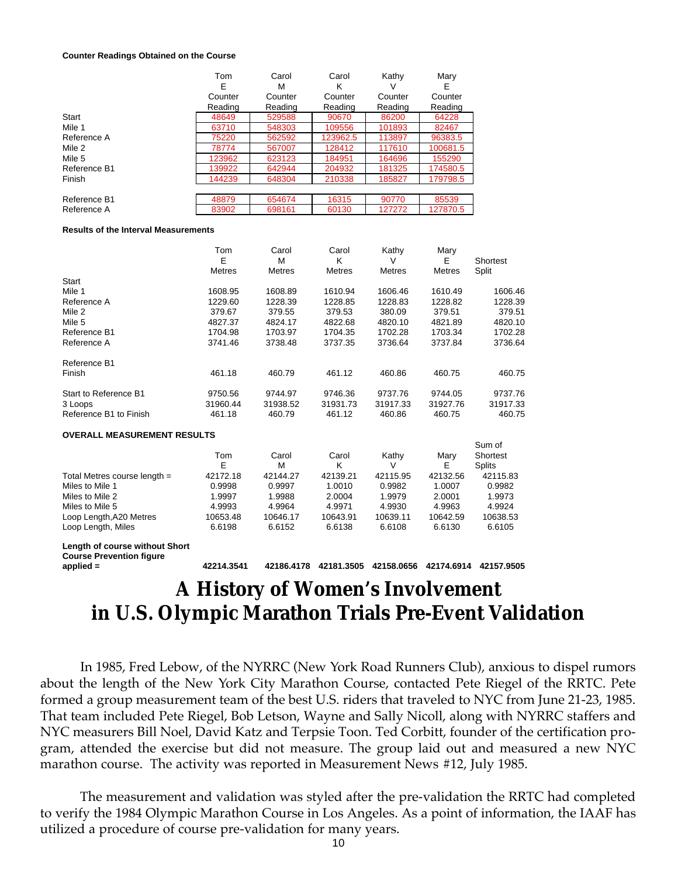**Counter Readings Obtained on the Course**

| | Tom E Counter Reading | Carol M Counter Reading | Carol K Counter Reading | Kathy V Counter Reading | Mary E Counter Reading |
|---|---|---|---|---|---|
| Start | 48649 | 529588 | 90670 | 86200 | 64228 |
| Mile 1 | 63710 | 548303 | 109556 | 101893 | 82467 |
| Reference A | 75220 | 562592 | 123962.5 | 113897 | 96383.5 |
| Mile 2 | 78774 | 567007 | 128412 | 117610 | 100681.5 |
| Mile 5 | 123962 | 623123 | 184951 | 164696 | 155290 |
| Reference B1 | 139922 | 642944 | 204932 | 181325 | 174580.5 |
| Finish | 144239 | 648304 | 210338 | 185827 | 179798.5 |
| | | | | | |
| Reference B1 | 48879 | 654674 | 16315 | 90770 | 85539 |
| Reference A | 83902 | 698161 | 60130 | 127272 | 127870.5 |

**Results of the Interval Measurements**

| | Tom E Metres | Carol M Metres | Carol K Metres | Kathy V Metres | Mary E Metres | Shortest Split |
|---|---|---|---|---|---|---|
| Start | | | | | | |
| Mile 1 | 1608.95 | 1608.89 | 1610.94 | 1606.46 | 1610.49 | 1606.46 |
| Reference A | 1229.60 | 1228.39 | 1228.85 | 1228.83 | 1228.82 | 1228.39 |
| Mile 2 | 379.67 | 379.55 | 379.53 | 380.09 | 379.51 | 379.51 |
| Mile 5 | 4827.37 | 4824.17 | 4822.68 | 4820.10 | 4821.89 | 4820.10 |
| Reference B1 | 1704.98 | 1703.97 | 1704.35 | 1702.28 | 1703.34 | 1702.28 |
| Reference A | 3741.46 | 3738.48 | 3737.35 | 3736.64 | 3737.84 | 3736.64 |
| | | | | | | |
| Reference B1 | | | | | | |
| Finish | 461.18 | 460.79 | 461.12 | 460.86 | 460.75 | 460.75 |
| | | | | | | |
| Start to Reference B1 | 9750.56 | 9744.97 | 9746.36 | 9737.76 | 9744.05 | 9737.76 |
| 3 Loops | 31960.44 | 31938.52 | 31931.73 | 31917.33 | 31927.76 | 31917.33 |
| Reference B1 to Finish | 461.18 | 460.79 | 461.12 | 460.86 | 460.75 | 460.75 |

**OVERALL MEASUREMENT RESULTS**

| | Tom E | Carol M | Carol K | Kathy V | Mary E | Sum of Shortest Splits |
|---|---|---|---|---|---|---|
| Total Metres course length = | 42172.18 | 42144.27 | 42139.21 | 42115.95 | 42132.56 | 42115.83 |
| Miles to Mile 1 | 0.9998 | 0.9997 | 1.0010 | 0.9982 | 1.0007 | 0.9982 |
| Miles to Mile 2 | 1.9997 | 1.9988 | 2.0004 | 1.9979 | 2.0001 | 1.9973 |
| Miles to Mile 5 | 4.9993 | 4.9964 | 4.9971 | 4.9930 | 4.9963 | 4.9924 |
| Loop Length,A20 Metres | 10653.48 | 10646.17 | 10643.91 | 10639.11 | 10642.59 | 10638.53 |
| Loop Length, Miles | 6.6198 | 6.6152 | 6.6138 | 6.6108 | 6.6130 | 6.6105 |
| **Length of course without Short Course Prevention figure applied =** | **42214.3541** | **42186.4178** | **42181.3505** | **42158.0656** | **42174.6914** | **42157.9505** |

# A History of Women's Involvement in U.S. Olympic Marathon Trials Pre-Event Validation

In 1985, Fred Lebow, of the NYRRC (New York Road Runners Club), anxious to dispel rumors about the length of the New York City Marathon Course, contacted Pete Riegel of the RRTC. Pete formed a group measurement team of the best U.S. riders that traveled to NYC from June 21-23, 1985. That team included Pete Riegel, Bob Letson, Wayne and Sally Nicoll, along with NYRRC staffers and NYC measurers Bill Noel, David Katz and Terpsie Toon. Ted Corbitt, founder of the certification program, attended the exercise but did not measure. The group laid out and measured a new NYC marathon course. The activity was reported in Measurement News #12, July 1985.

The measurement and validation was styled after the pre-validation the RRTC had completed to verify the 1984 Olympic Marathon Course in Los Angeles. As a point of information, the IAAF has utilized a procedure of course pre-validation for many years.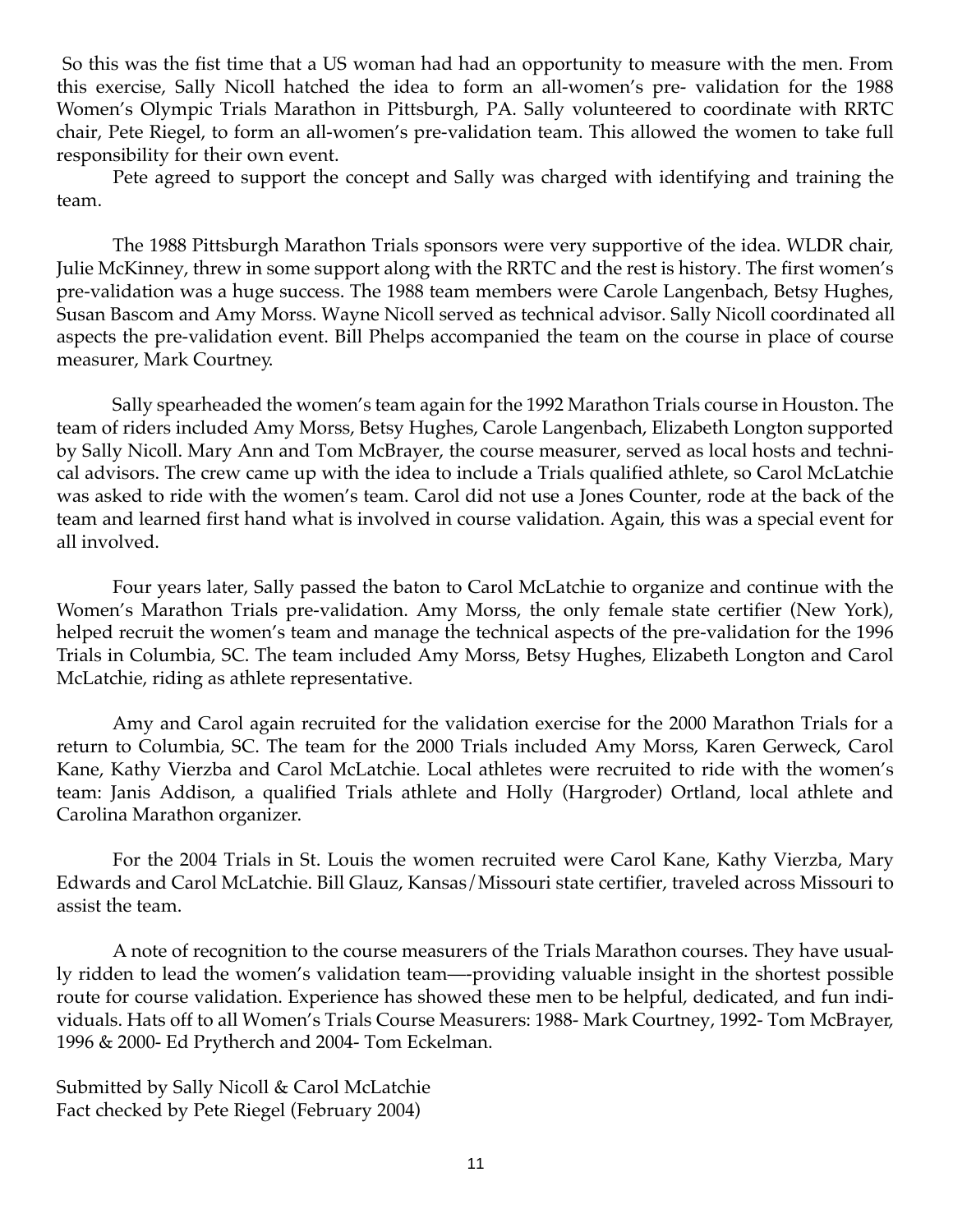So this was the fist time that a US woman had had an opportunity to measure with the men. From this exercise, Sally Nicoll hatched the idea to form an all-women's pre- validation for the 1988 Women's Olympic Trials Marathon in Pittsburgh, PA. Sally volunteered to coordinate with RRTC chair, Pete Riegel, to form an all-women's pre-validation team. This allowed the women to take full responsibility for their own event.

Pete agreed to support the concept and Sally was charged with identifying and training the team.

The 1988 Pittsburgh Marathon Trials sponsors were very supportive of the idea. WLDR chair, Julie McKinney, threw in some support along with the RRTC and the rest is history. The first women's pre-validation was a huge success. The 1988 team members were Carole Langenbach, Betsy Hughes, Susan Bascom and Amy Morss. Wayne Nicoll served as technical advisor. Sally Nicoll coordinated all aspects the pre-validation event. Bill Phelps accompanied the team on the course in place of course measurer, Mark Courtney.

Sally spearheaded the women's team again for the 1992 Marathon Trials course in Houston. The team of riders included Amy Morss, Betsy Hughes, Carole Langenbach, Elizabeth Longton supported by Sally Nicoll. Mary Ann and Tom McBrayer, the course measurer, served as local hosts and technical advisors. The crew came up with the idea to include a Trials qualified athlete, so Carol McLatchie was asked to ride with the women's team. Carol did not use a Jones Counter, rode at the back of the team and learned first hand what is involved in course validation. Again, this was a special event for all involved.

Four years later, Sally passed the baton to Carol McLatchie to organize and continue with the Women's Marathon Trials pre-validation. Amy Morss, the only female state certifier (New York), helped recruit the women's team and manage the technical aspects of the pre-validation for the 1996 Trials in Columbia, SC. The team included Amy Morss, Betsy Hughes, Elizabeth Longton and Carol McLatchie, riding as athlete representative.

Amy and Carol again recruited for the validation exercise for the 2000 Marathon Trials for a return to Columbia, SC. The team for the 2000 Trials included Amy Morss, Karen Gerweck, Carol Kane, Kathy Vierzba and Carol McLatchie. Local athletes were recruited to ride with the women's team: Janis Addison, a qualified Trials athlete and Holly (Hargroder) Ortland, local athlete and Carolina Marathon organizer.

For the 2004 Trials in St. Louis the women recruited were Carol Kane, Kathy Vierzba, Mary Edwards and Carol McLatchie. Bill Glauz, Kansas/Missouri state certifier, traveled across Missouri to assist the team.

A note of recognition to the course measurers of the Trials Marathon courses. They have usually ridden to lead the women's validation team—-providing valuable insight in the shortest possible route for course validation. Experience has showed these men to be helpful, dedicated, and fun individuals. Hats off to all Women's Trials Course Measurers: 1988- Mark Courtney, 1992- Tom McBrayer, 1996 & 2000- Ed Prytherch and 2004- Tom Eckelman.

Submitted by Sally Nicoll & Carol McLatchie
Fact checked by Pete Riegel (February 2004)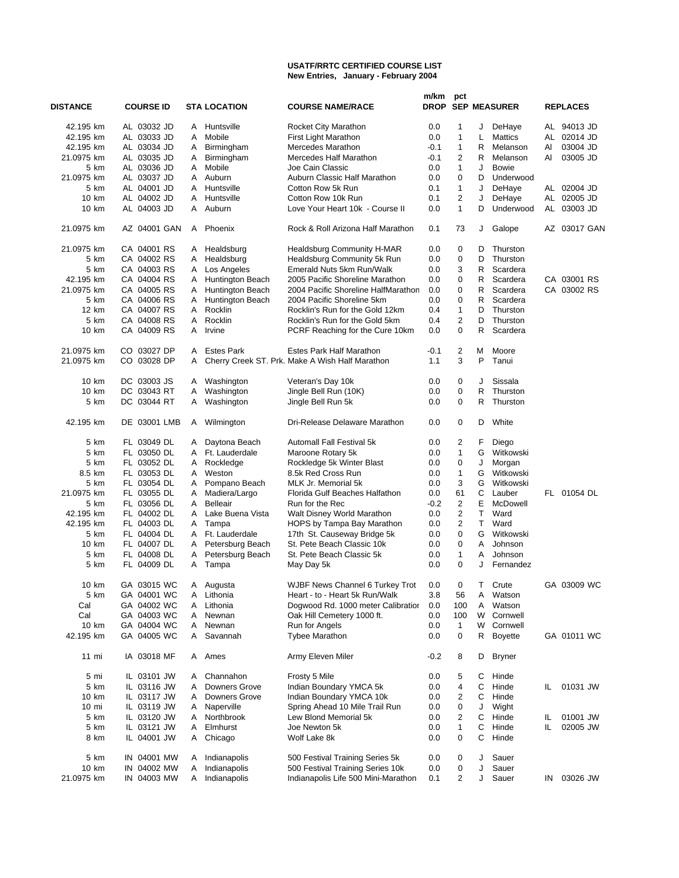**USATF/RRTC CERTIFIED COURSE LIST**
**New Entries, January - February 2004**

| DISTANCE | COURSE ID | STA | LOCATION | COURSE NAME/RACE | m/km DROP | pct SEP | MEASURER | | REPLACES |
|---|---|---|---|---|---|---|---|---|---|
| 42.195 km | AL 03032 JD | A | Huntsville | Rocket City Marathon | 0.0 | 1 | J | DeHaye | AL 94013 JD |
| 42.195 km | AL 03033 JD | A | Mobile | First Light Marathon | 0.0 | 1 | L | Mattics | AL 02014 JD |
| 42.195 km | AL 03034 JD | A | Birmingham | Mercedes Marathon | -0.1 | 1 | R | Melanson | Al 03004 JD |
| 21.0975 km | AL 03035 JD | A | Birmingham | Mercedes Half Marathon | -0.1 | 2 | R | Melanson | Al 03005 JD |
| 5 km | AL 03036 JD | A | Mobile | Joe Cain Classic | 0.0 | 1 | J | Bowie | |
| 21.0975 km | AL 03037 JD | A | Auburn | Auburn Classic Half Marathon | 0.0 | 0 | D | Underwood | |
| 5 km | AL 04001 JD | A | Huntsville | Cotton Row 5k Run | 0.1 | 1 | J | DeHaye | AL 02004 JD |
| 10 km | AL 04002 JD | A | Huntsville | Cotton Row 10k Run | 0.1 | 2 | J | DeHaye | AL 02005 JD |
| 10 km | AL 04003 JD | A | Auburn | Love Your Heart 10k - Course II | 0.0 | 1 | D | Underwood | AL 03003 JD |
| 21.0975 km | AZ 04001 GAN | A | Phoenix | Rock & Roll Arizona Half Marathon | 0.1 | 73 | J | Galope | AZ 03017 GAN |
| 21.0975 km | CA 04001 RS | A | Healdsburg | Healdsburg Community H-MAR | 0.0 | 0 | D | Thurston | |
| 5 km | CA 04002 RS | A | Healdsburg | Healdsburg Community 5k Run | 0.0 | 0 | D | Thurston | |
| 5 km | CA 04003 RS | A | Los Angeles | Emerald Nuts 5km Run/Walk | 0.0 | 3 | R | Scardera | |
| 42.195 km | CA 04004 RS | A | Huntington Beach | 2005 Pacific Shoreline Marathon | 0.0 | 0 | R | Scardera | CA 03001 RS |
| 21.0975 km | CA 04005 RS | A | Huntington Beach | 2004 Pacific Shoreline HalfMarathon | 0.0 | 0 | R | Scardera | CA 03002 RS |
| 5 km | CA 04006 RS | A | Huntington Beach | 2004 Pacific Shoreline 5km | 0.0 | 0 | R | Scardera | |
| 12 km | CA 04007 RS | A | Rocklin | Rocklin's Run for the Gold 12km | 0.4 | 1 | D | Thurston | |
| 5 km | CA 04008 RS | A | Rocklin | Rocklin's Run for the Gold 5km | 0.4 | 2 | D | Thurston | |
| 10 km | CA 04009 RS | A | Irvine | PCRF Reaching for the Cure 10km | 0.0 | 0 | R | Scardera | |
| 21.0975 km | CO 03027 DP | A | Estes Park | Estes Park Half Marathon | -0.1 | 2 | M | Moore | |
| 21.0975 km | CO 03028 DP | A | Cherry Creek ST. Prk. | Make A Wish Half Marathon | 1.1 | 3 | P | Tanui | |
| 10 km | DC 03003 JS | A | Washington | Veteran's Day 10k | 0.0 | 0 | J | Sissala | |
| 10 km | DC 03043 RT | A | Washington | Jingle Bell Run (10K) | 0.0 | 0 | R | Thurston | |
| 5 km | DC 03044 RT | A | Washington | Jingle Bell Run 5k | 0.0 | 0 | R | Thurston | |
| 42.195 km | DE 03001 LMB | A | Wilmington | Dri-Release Delaware Marathon | 0.0 | 0 | D | White | |
| 5 km | FL 03049 DL | A | Daytona Beach | Automall Fall Festival 5k | 0.0 | 2 | F | Diego | |
| 5 km | FL 03050 DL | A | Ft. Lauderdale | Maroone Rotary 5k | 0.0 | 1 | G | Witkowski | |
| 5 km | FL 03052 DL | A | Rockledge | Rockledge 5k Winter Blast | 0.0 | 0 | J | Morgan | |
| 8.5 km | FL 03053 DL | A | Weston | 8.5k Red Cross Run | 0.0 | 1 | G | Witkowski | |
| 5 km | FL 03054 DL | A | Pompano Beach | MLK Jr. Memorial 5k | 0.0 | 3 | G | Witkowski | |
| 21.0975 km | FL 03055 DL | A | Madiera/Largo | Florida Gulf Beaches Halfathon | 0.0 | 61 | C | Lauber | FL 01054 DL |
| 5 km | FL 03056 DL | A | Belleair | Run for the Rec | -0.2 | 2 | E | McDowell | |
| 42.195 km | FL 04002 DL | A | Lake Buena Vista | Walt Disney World Marathon | 0.0 | 2 | T | Ward | |
| 42.195 km | FL 04003 DL | A | Tampa | HOPS by Tampa Bay Marathon | 0.0 | 2 | T | Ward | |
| 5 km | FL 04004 DL | A | Ft. Lauderdale | 17th St. Causeway Bridge 5k | 0.0 | 0 | G | Witkowski | |
| 10 km | FL 04007 DL | A | Petersburg Beach | St. Pete Beach Classic 10k | 0.0 | 0 | A | Johnson | |
| 5 km | FL 04008 DL | A | Petersburg Beach | St. Pete Beach Classic 5k | 0.0 | 1 | A | Johnson | |
| 5 km | FL 04009 DL | A | Tampa | May Day 5k | 0.0 | 0 | J | Fernandez | |
| 10 km | GA 03015 WC | A | Augusta | WJBF News Channel 6 Turkey Trot | 0.0 | 0 | T | Crute | GA 03009 WC |
| 5 km | GA 04001 WC | A | Lithonia | Heart - to - Heart 5k Run/Walk | 3.8 | 56 | A | Watson | |
| Cal | GA 04002 WC | A | Lithonia | Dogwood Rd. 1000 meter Calibratior | 0.0 | 100 | A | Watson | |
| Cal | GA 04003 WC | A | Newnan | Oak Hill Cemetery 1000 ft. | 0.0 | 100 | W | Cornwell | |
| 10 km | GA 04004 WC | A | Newnan | Run for Angels | 0.0 | 1 | W | Cornwell | |
| 42.195 km | GA 04005 WC | A | Savannah | Tybee Marathon | 0.0 | 0 | R | Boyette | GA 01011 WC |
| 11 mi | IA 03018 MF | A | Ames | Army Eleven Miler | -0.2 | 8 | D | Bryner | |
| 5 mi | IL 03101 JW | A | Channahon | Frosty 5 Mile | 0.0 | 5 | C | Hinde | |
| 5 km | IL 03116 JW | A | Downers Grove | Indian Boundary YMCA 5k | 0.0 | 4 | C | Hinde | IL 01031 JW |
| 10 km | IL 03117 JW | A | Downers Grove | Indian Boundary YMCA 10k | 0.0 | 2 | C | Hinde | |
| 10 mi | IL 03119 JW | A | Naperville | Spring Ahead 10 Mile Trail Run | 0.0 | 0 | J | Wight | |
| 5 km | IL 03120 JW | A | Northbrook | Lew Blond Memorial 5k | 0.0 | 2 | C | Hinde | IL 01001 JW |
| 5 km | IL 03121 JW | A | Elmhurst | Joe Newton 5k | 0.0 | 1 | C | Hinde | IL 02005 JW |
| 8 km | IL 04001 JW | A | Chicago | Wolf Lake 8k | 0.0 | 0 | C | Hinde | |
| 5 km | IN 04001 MW | A | Indianapolis | 500 Festival Training Series 5k | 0.0 | 0 | J | Sauer | |
| 10 km | IN 04002 MW | A | Indianapolis | 500 Festival Training Series 10k | 0.0 | 0 | J | Sauer | |
| 21.0975 km | IN 04003 MW | A | Indianapolis | Indianapolis Life 500 Mini-Marathon | 0.1 | 2 | J | Sauer | IN 03026 JW |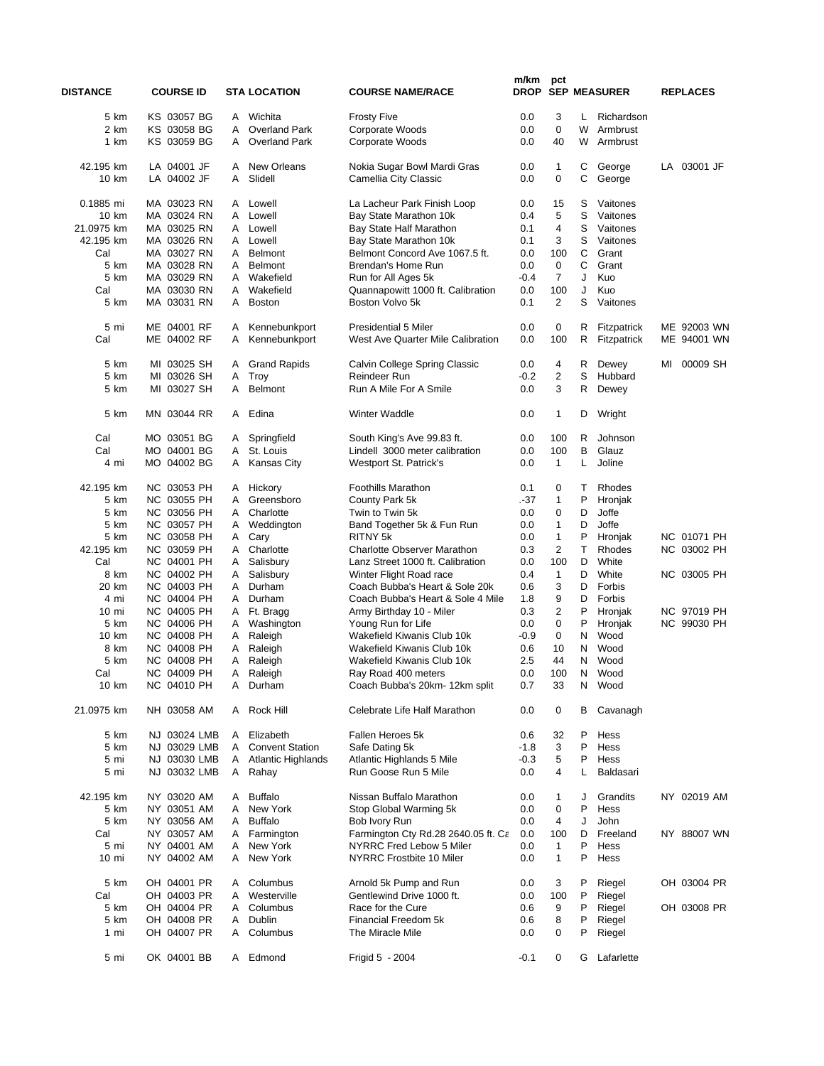| DISTANCE | COURSE ID | STA | LOCATION | COURSE NAME/RACE | m/km DROP | pct SEP | | MEASURER | REPLACES |
|---|---|---|---|---|---|---|---|---|---|
| 5 km | KS 03057 BG | A | Wichita | Frosty Five | 0.0 | 3 | L | Richardson | |
| 2 km | KS 03058 BG | A | Overland Park | Corporate Woods | 0.0 | 0 | W | Armbrust | |
| 1 km | KS 03059 BG | A | Overland Park | Corporate Woods | 0.0 | 40 | W | Armbrust | |
| 42.195 km | LA 04001 JF | A | New Orleans | Nokia Sugar Bowl Mardi Gras | 0.0 | 1 | C | George | LA 03001 JF |
| 10 km | LA 04002 JF | A | Slidell | Camellia City Classic | 0.0 | 0 | C | George | |
| 0.1885 mi | MA 03023 RN | A | Lowell | La Lacheur Park Finish Loop | 0.0 | 15 | S | Vaitones | |
| 10 km | MA 03024 RN | A | Lowell | Bay State Marathon 10k | 0.4 | 5 | S | Vaitones | |
| 21.0975 km | MA 03025 RN | A | Lowell | Bay State Half Marathon | 0.1 | 4 | S | Vaitones | |
| 42.195 km | MA 03026 RN | A | Lowell | Bay State Marathon 10k | 0.1 | 3 | S | Vaitones | |
| Cal | MA 03027 RN | A | Belmont | Belmont Concord Ave 1067.5 ft. | 0.0 | 100 | C | Grant | |
| 5 km | MA 03028 RN | A | Belmont | Brendan's Home Run | 0.0 | 0 | C | Grant | |
| 5 km | MA 03029 RN | A | Wakefield | Run for All Ages 5k | -0.4 | 7 | J | Kuo | |
| Cal | MA 03030 RN | A | Wakefield | Quannapowitt 1000 ft. Calibration | 0.0 | 100 | J | Kuo | |
| 5 km | MA 03031 RN | A | Boston | Boston Volvo 5k | 0.1 | 2 | S | Vaitones | |
| 5 mi | ME 04001 RF | A | Kennebunkport | Presidential 5 Miler | 0.0 | 0 | R | Fitzpatrick | ME 92003 WN |
| Cal | ME 04002 RF | A | Kennebunkport | West Ave Quarter Mile Calibration | 0.0 | 100 | R | Fitzpatrick | ME 94001 WN |
| 5 km | MI 03025 SH | A | Grand Rapids | Calvin College Spring Classic | 0.0 | 4 | R | Dewey | MI 00009 SH |
| 5 km | MI 03026 SH | A | Troy | Reindeer Run | -0.2 | 2 | S | Hubbard | |
| 5 km | MI 03027 SH | A | Belmont | Run A Mile For A Smile | 0.0 | 3 | R | Dewey | |
| 5 km | MN 03044 RR | A | Edina | Winter Waddle | 0.0 | 1 | D | Wright | |
| Cal | MO 03051 BG | A | Springfield | South King's Ave 99.83 ft. | 0.0 | 100 | R | Johnson | |
| Cal | MO 04001 BG | A | St. Louis | Lindell 3000 meter calibration | 0.0 | 100 | B | Glauz | |
| 4 mi | MO 04002 BG | A | Kansas City | Westport St. Patrick's | 0.0 | 1 | L | Joline | |
| 42.195 km | NC 03053 PH | A | Hickory | Foothills Marathon | 0.1 | 0 | T | Rhodes | |
| 5 km | NC 03055 PH | A | Greensboro | County Park 5k | .-37 | 1 | P | Hronjak | |
| 5 km | NC 03056 PH | A | Charlotte | Twin to Twin 5k | 0.0 | 0 | D | Joffe | |
| 5 km | NC 03057 PH | A | Weddington | Band Together 5k & Fun Run | 0.0 | 1 | D | Joffe | |
| 5 km | NC 03058 PH | A | Cary | RITNY 5k | 0.0 | 1 | P | Hronjak | NC 01071 PH |
| 42.195 km | NC 03059 PH | A | Charlotte | Charlotte Observer Marathon | 0.3 | 2 | T | Rhodes | NC 03002 PH |
| Cal | NC 04001 PH | A | Salisbury | Lanz Street 1000 ft. Calibration | 0.0 | 100 | D | White | |
| 8 km | NC 04002 PH | A | Salisbury | Winter Flight Road race | 0.4 | 1 | D | White | NC 03005 PH |
| 20 km | NC 04003 PH | A | Durham | Coach Bubba's Heart & Sole 20k | 0.6 | 3 | D | Forbis | |
| 4 mi | NC 04004 PH | A | Durham | Coach Bubba's Heart & Sole 4 Mile | 1.8 | 9 | D | Forbis | |
| 10 mi | NC 04005 PH | A | Ft. Bragg | Army Birthday 10 - Miler | 0.3 | 2 | P | Hronjak | NC 97019 PH |
| 5 km | NC 04006 PH | A | Washington | Young Run for Life | 0.0 | 0 | P | Hronjak | NC 99030 PH |
| 10 km | NC 04008 PH | A | Raleigh | Wakefield Kiwanis Club 10k | -0.9 | 0 | N | Wood | |
| 8 km | NC 04008 PH | A | Raleigh | Wakefield Kiwanis Club 10k | 0.6 | 10 | N | Wood | |
| 5 km | NC 04008 PH | A | Raleigh | Wakefield Kiwanis Club 10k | 2.5 | 44 | N | Wood | |
| Cal | NC 04009 PH | A | Raleigh | Ray Road 400 meters | 0.0 | 100 | N | Wood | |
| 10 km | NC 04010 PH | A | Durham | Coach Bubba's 20km- 12km split | 0.7 | 33 | N | Wood | |
| 21.0975 km | NH 03058 AM | A | Rock Hill | Celebrate Life Half Marathon | 0.0 | 0 | B | Cavanagh | |
| 5 km | NJ 03024 LMB | A | Elizabeth | Fallen Heroes 5k | 0.6 | 32 | P | Hess | |
| 5 km | NJ 03029 LMB | A | Convent Station | Safe Dating 5k | -1.8 | 3 | P | Hess | |
| 5 mi | NJ 03030 LMB | A | Atlantic Highlands | Atlantic Highlands 5 Mile | -0.3 | 5 | P | Hess | |
| 5 mi | NJ 03032 LMB | A | Rahay | Run Goose Run 5 Mile | 0.0 | 4 | L | Baldasari | |
| 42.195 km | NY 03020 AM | A | Buffalo | Nissan Buffalo Marathon | 0.0 | 1 | J | Grandits | NY 02019 AM |
| 5 km | NY 03051 AM | A | New York | Stop Global Warming 5k | 0.0 | 0 | P | Hess | |
| 5 km | NY 03056 AM | A | Buffalo | Bob Ivory Run | 0.0 | 4 | J | John | |
| Cal | NY 03057 AM | A | Farmington | Farmington Cty Rd.28 2640.05 ft. Ca | 0.0 | 100 | D | Freeland | NY 88007 WN |
| 5 mi | NY 04001 AM | A | New York | NYRRC Fred Lebow 5 Miler | 0.0 | 1 | P | Hess | |
| 10 mi | NY 04002 AM | A | New York | NYRRC Frostbite 10 Miler | 0.0 | 1 | P | Hess | |
| 5 km | OH 04001 PR | A | Columbus | Arnold 5k Pump and Run | 0.0 | 3 | P | Riegel | OH 03004 PR |
| Cal | OH 04003 PR | A | Westerville | Gentlewind Drive 1000 ft. | 0.0 | 100 | P | Riegel | |
| 5 km | OH 04004 PR | A | Columbus | Race for the Cure | 0.6 | 9 | P | Riegel | OH 03008 PR |
| 5 km | OH 04008 PR | A | Dublin | Financial Freedom 5k | 0.6 | 8 | P | Riegel | |
| 1 mi | OH 04007 PR | A | Columbus | The Miracle Mile | 0.0 | 0 | P | Riegel | |
| 5 mi | OK 04001 BB | A | Edmond | Frigid 5 - 2004 | -0.1 | 0 | G | Lafarlette | |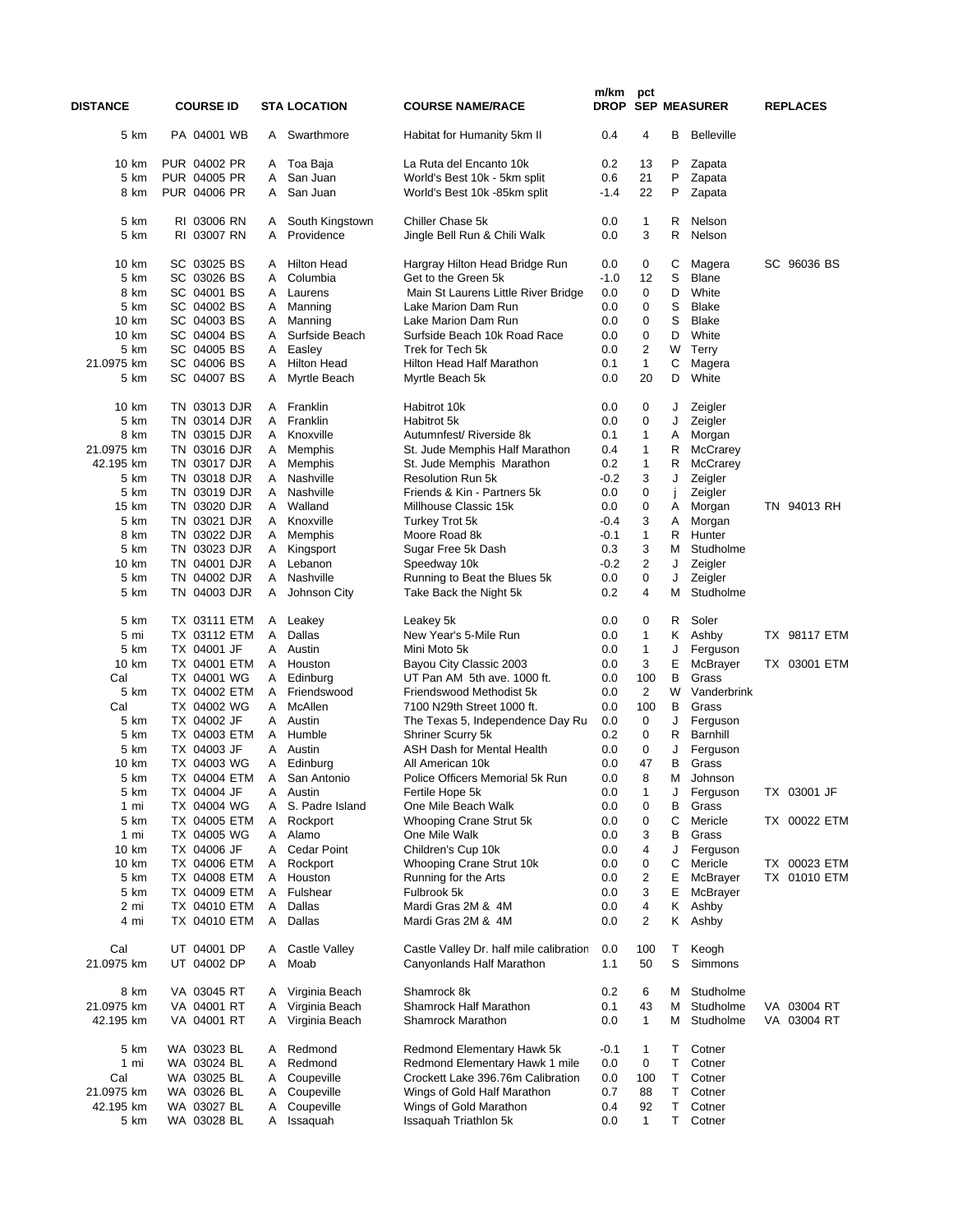| DISTANCE | COURSE ID | STA | LOCATION | COURSE NAME/RACE | m/km DROP | pct SEP | MEASURER | REPLACES |
|---|---|---|---|---|---|---|---|---|
| 5 km | PA 04001 WB | A | Swarthmore | Habitat for Humanity 5km II | 0.4 | 4 | B Belleville | |
| 10 km | PUR 04002 PR | A | Toa Baja | La Ruta del Encanto 10k | 0.2 | 13 | P Zapata | |
| 5 km | PUR 04005 PR | A | San Juan | World's Best 10k - 5km split | 0.6 | 21 | P Zapata | |
| 8 km | PUR 04006 PR | A | San Juan | World's Best 10k -85km split | -1.4 | 22 | P Zapata | |
| 5 km | RI 03006 RN | A | South Kingstown | Chiller Chase 5k | 0.0 | 1 | R Nelson | |
| 5 km | RI 03007 RN | A | Providence | Jingle Bell Run & Chili Walk | 0.0 | 3 | R Nelson | |
| 10 km | SC 03025 BS | A | Hilton Head | Hargray Hilton Head Bridge Run | 0.0 | 0 | C Magera | SC 96036 BS |
| 5 km | SC 03026 BS | A | Columbia | Get to the Green 5k | -1.0 | 12 | S Blane | |
| 8 km | SC 04001 BS | A | Laurens | Main St Laurens Little River Bridge | 0.0 | 0 | D White | |
| 5 km | SC 04002 BS | A | Manning | Lake Marion Dam Run | 0.0 | 0 | S Blake | |
| 10 km | SC 04003 BS | A | Manning | Lake Marion Dam Run | 0.0 | 0 | S Blake | |
| 10 km | SC 04004 BS | A | Surfside Beach | Surfside Beach 10k Road Race | 0.0 | 0 | D White | |
| 5 km | SC 04005 BS | A | Easley | Trek for Tech 5k | 0.0 | 2 | W Terry | |
| 21.0975 km | SC 04006 BS | A | Hilton Head | Hilton Head Half Marathon | 0.1 | 1 | C Magera | |
| 5 km | SC 04007 BS | A | Myrtle Beach | Myrtle Beach 5k | 0.0 | 20 | D White | |
| 10 km | TN 03013 DJR | A | Franklin | Habitrot 10k | 0.0 | 0 | J Zeigler | |
| 5 km | TN 03014 DJR | A | Franklin | Habitrot 5k | 0.0 | 0 | J Zeigler | |
| 8 km | TN 03015 DJR | A | Knoxville | Autumnfest/ Riverside 8k | 0.1 | 1 | A Morgan | |
| 21.0975 km | TN 03016 DJR | A | Memphis | St. Jude Memphis Half Marathon | 0.4 | 1 | R McCrarey | |
| 42.195 km | TN 03017 DJR | A | Memphis | St. Jude Memphis Marathon | 0.2 | 1 | R McCrarey | |
| 5 km | TN 03018 DJR | A | Nashville | Resolution Run 5k | -0.2 | 3 | J Zeigler | |
| 5 km | TN 03019 DJR | A | Nashville | Friends & Kin - Partners 5k | 0.0 | 0 | j Zeigler | |
| 15 km | TN 03020 DJR | A | Walland | Millhouse Classic 15k | 0.0 | 0 | A Morgan | TN 94013 RH |
| 5 km | TN 03021 DJR | A | Knoxville | Turkey Trot 5k | -0.4 | 3 | A Morgan | |
| 8 km | TN 03022 DJR | A | Memphis | Moore Road 8k | -0.1 | 1 | R Hunter | |
| 5 km | TN 03023 DJR | A | Kingsport | Sugar Free 5k Dash | 0.3 | 3 | M Studholme | |
| 10 km | TN 04001 DJR | A | Lebanon | Speedway 10k | -0.2 | 2 | J Zeigler | |
| 5 km | TN 04002 DJR | A | Nashville | Running to Beat the Blues 5k | 0.0 | 0 | J Zeigler | |
| 5 km | TN 04003 DJR | A | Johnson City | Take Back the Night 5k | 0.2 | 4 | M Studholme | |
| 5 km | TX 03111 ETM | A | Leakey | Leakey 5k | 0.0 | 0 | R Soler | |
| 5 mi | TX 03112 ETM | A | Dallas | New Year's 5-Mile Run | 0.0 | 1 | K Ashby | TX 98117 ETM |
| 5 km | TX 04001 JF | A | Austin | Mini Moto 5k | 0.0 | 1 | J Ferguson | |
| 10 km | TX 04001 ETM | A | Houston | Bayou City Classic 2003 | 0.0 | 3 | E McBrayer | TX 03001 ETM |
| Cal | TX 04001 WG | A | Edinburg | UT Pan AM 5th ave. 1000 ft. | 0.0 | 100 | B Grass | |
| 5 km | TX 04002 ETM | A | Friendswood | Friendswood Methodist 5k | 0.0 | 2 | W Vanderbrink | |
| Cal | TX 04002 WG | A | McAllen | 7100 N29th Street 1000 ft. | 0.0 | 100 | B Grass | |
| 5 km | TX 04002 JF | A | Austin | The Texas 5, Independence Day Ru | 0.0 | 0 | J Ferguson | |
| 5 km | TX 04003 ETM | A | Humble | Shriner Scurry 5k | 0.2 | 0 | R Barnhill | |
| 5 km | TX 04003 JF | A | Austin | ASH Dash for Mental Health | 0.0 | 0 | J Ferguson | |
| 10 km | TX 04003 WG | A | Edinburg | All American 10k | 0.0 | 47 | B Grass | |
| 5 km | TX 04004 ETM | A | San Antonio | Police Officers Memorial 5k Run | 0.0 | 8 | M Johnson | |
| 5 km | TX 04004 JF | A | Austin | Fertile Hope 5k | 0.0 | 1 | J Ferguson | TX 03001 JF |
| 1 mi | TX 04004 WG | A | S. Padre Island | One Mile Beach Walk | 0.0 | 0 | B Grass | |
| 5 km | TX 04005 ETM | A | Rockport | Whooping Crane Strut 5k | 0.0 | 0 | C Mericle | TX 00022 ETM |
| 1 mi | TX 04005 WG | A | Alamo | One Mile Walk | 0.0 | 3 | B Grass | |
| 10 km | TX 04006 JF | A | Cedar Point | Children's Cup 10k | 0.0 | 4 | J Ferguson | |
| 10 km | TX 04006 ETM | A | Rockport | Whooping Crane Strut 10k | 0.0 | 0 | C Mericle | TX 00023 ETM |
| 5 km | TX 04008 ETM | A | Houston | Running for the Arts | 0.0 | 2 | E McBrayer | TX 01010 ETM |
| 5 km | TX 04009 ETM | A | Fulshear | Fulbrook 5k | 0.0 | 3 | E McBrayer | |
| 2 mi | TX 04010 ETM | A | Dallas | Mardi Gras 2M & 4M | 0.0 | 4 | K Ashby | |
| 4 mi | TX 04010 ETM | A | Dallas | Mardi Gras 2M & 4M | 0.0 | 2 | K Ashby | |
| Cal | UT 04001 DP | A | Castle Valley | Castle Valley Dr. half mile calibration | 0.0 | 100 | T Keogh | |
| 21.0975 km | UT 04002 DP | A | Moab | Canyonlands Half Marathon | 1.1 | 50 | S Simmons | |
| 8 km | VA 03045 RT | A | Virginia Beach | Shamrock 8k | 0.2 | 6 | M Studholme | |
| 21.0975 km | VA 04001 RT | A | Virginia Beach | Shamrock Half Marathon | 0.1 | 43 | M Studholme | VA 03004 RT |
| 42.195 km | VA 04001 RT | A | Virginia Beach | Shamrock Marathon | 0.0 | 1 | M Studholme | VA 03004 RT |
| 5 km | WA 03023 BL | A | Redmond | Redmond Elementary Hawk 5k | -0.1 | 1 | T Cotner | |
| 1 mi | WA 03024 BL | A | Redmond | Redmond Elementary Hawk 1 mile | 0.0 | 0 | T Cotner | |
| Cal | WA 03025 BL | A | Coupeville | Crockett Lake 396.76m Calibration | 0.0 | 100 | T Cotner | |
| 21.0975 km | WA 03026 BL | A | Coupeville | Wings of Gold Half Marathon | 0.7 | 88 | T Cotner | |
| 42.195 km | WA 03027 BL | A | Coupeville | Wings of Gold Marathon | 0.4 | 92 | T Cotner | |
| 5 km | WA 03028 BL | A | Issaquah | Issaquah Triathlon 5k | 0.0 | 1 | T Cotner | |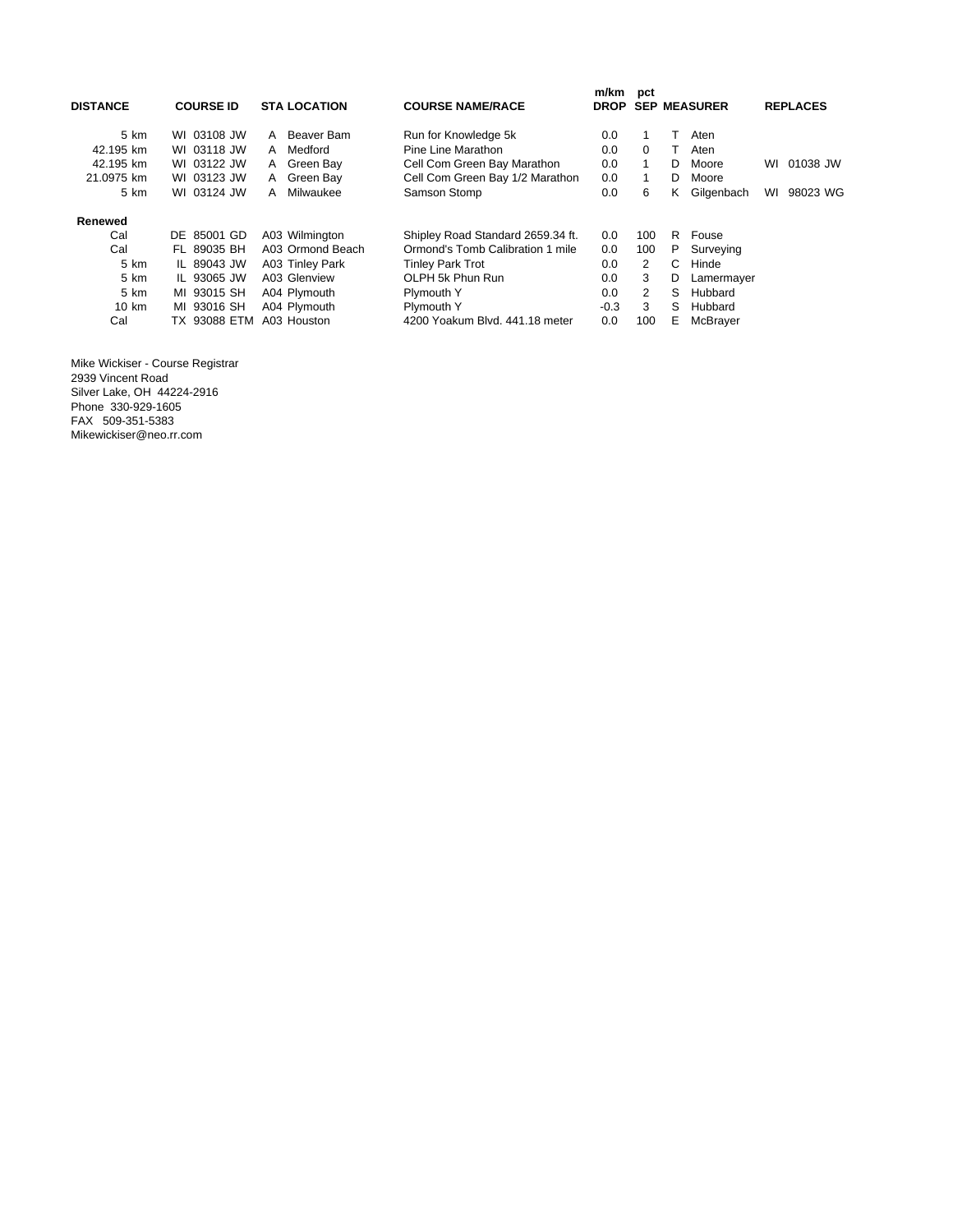| DISTANCE | COURSE ID | STA LOCATION | COURSE NAME/RACE | m/km DROP | pct SEP | MEASURER | REPLACES |
|---|---|---|---|---|---|---|---|
| 5 km | WI 03108 JW | A Beaver Bam | Run for Knowledge 5k | 0.0 | 1 | T Aten | |
| 42.195 km | WI 03118 JW | A Medford | Pine Line Marathon | 0.0 | 0 | T Aten | |
| 42.195 km | WI 03122 JW | A Green Bay | Cell Com Green Bay Marathon | 0.0 | 1 | D Moore | WI 01038 JW |
| 21.0975 km | WI 03123 JW | A Green Bay | Cell Com Green Bay 1/2 Marathon | 0.0 | 1 | D Moore | |
| 5 km | WI 03124 JW | A Milwaukee | Samson Stomp | 0.0 | 6 | K Gilgenbach | WI 98023 WG |
| **Renewed** | | | | | | | |
| Cal | DE 85001 GD | A03 Wilmington | Shipley Road Standard 2659.34 ft. | 0.0 | 100 | R Fouse | |
| Cal | FL 89035 BH | A03 Ormond Beach | Ormond's Tomb Calibration 1 mile | 0.0 | 100 | P Surveying | |
| 5 km | IL 89043 JW | A03 Tinley Park | Tinley Park Trot | 0.0 | 2 | C Hinde | |
| 5 km | IL 93065 JW | A03 Glenview | OLPH 5k Phun Run | 0.0 | 3 | D Lamermayer | |
| 5 km | MI 93015 SH | A04 Plymouth | Plymouth Y | 0.0 | 2 | S Hubbard | |
| 10 km | MI 93016 SH | A04 Plymouth | Plymouth Y | -0.3 | 3 | S Hubbard | |
| Cal | TX 93088 ETM | A03 Houston | 4200 Yoakum Blvd. 441.18 meter | 0.0 | 100 | E McBrayer | |

Mike Wickiser - Course Registrar
2939 Vincent Road
Silver Lake, OH 44224-2916
Phone 330-929-1605
FAX 509-351-5383
Mikewickiser@neo.rr.com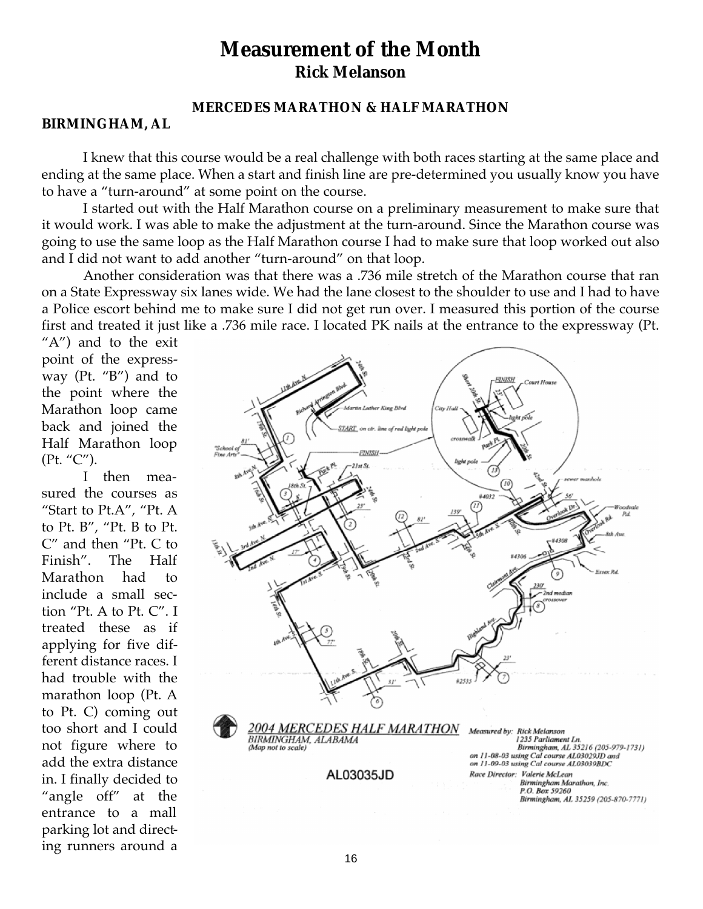# Measurement of the Month

## Rick Melanson

### MERCEDES MARATHON & HALF MARATHON

**BIRMINGHAM, AL**

I knew that this course would be a real challenge with both races starting at the same place and ending at the same place. When a start and finish line are pre-determined you usually know you have to have a "turn-around" at some point on the course.

I started out with the Half Marathon course on a preliminary measurement to make sure that it would work. I was able to make the adjustment at the turn-around. Since the Marathon course was going to use the same loop as the Half Marathon course I had to make sure that loop worked out also and I did not want to add another "turn-around" on that loop.

Another consideration was that there was a .736 mile stretch of the Marathon course that ran on a State Expressway six lanes wide. We had the lane closest to the shoulder to use and I had to have a Police escort behind me to make sure I did not get run over. I measured this portion of the course first and treated it just like a .736 mile race. I located PK nails at the entrance to the expressway (Pt. "A") and to the exit point of the expressway (Pt. "B") and to the point where the Marathon loop came back and joined the Half Marathon loop (Pt. "C").

I then measured the courses as "Start to Pt.A", "Pt. A to Pt. B", "Pt. B to Pt. C" and then "Pt. C to Finish". The Half Marathon had to include a small section "Pt. A to Pt. C". I treated these as if applying for five different distance races. I had trouble with the marathon loop (Pt. A to Pt. C) coming out too short and I could not figure where to add the extra distance in. I finally decided to "angle off" at the entrance to a mall parking lot and directing runners around a

**2004 MERCEDES HALF MARATHON**
BIRMINGHAM, ALABAMA
(Map not to scale)

AL03035JD

Measured by: Rick Melanson
1235 Parliament Ln.
Birmingham, AL 35216 (205-979-1731)
on 11-08-03 using Cal course AL03029JD and
on 11-09-03 using Cal course AL03039BDC

Race Director: Valerie McLean
Birmingham Marathon, Inc.
P.O. Box 59260
Birmingham, AL 35259 (205-870-7771)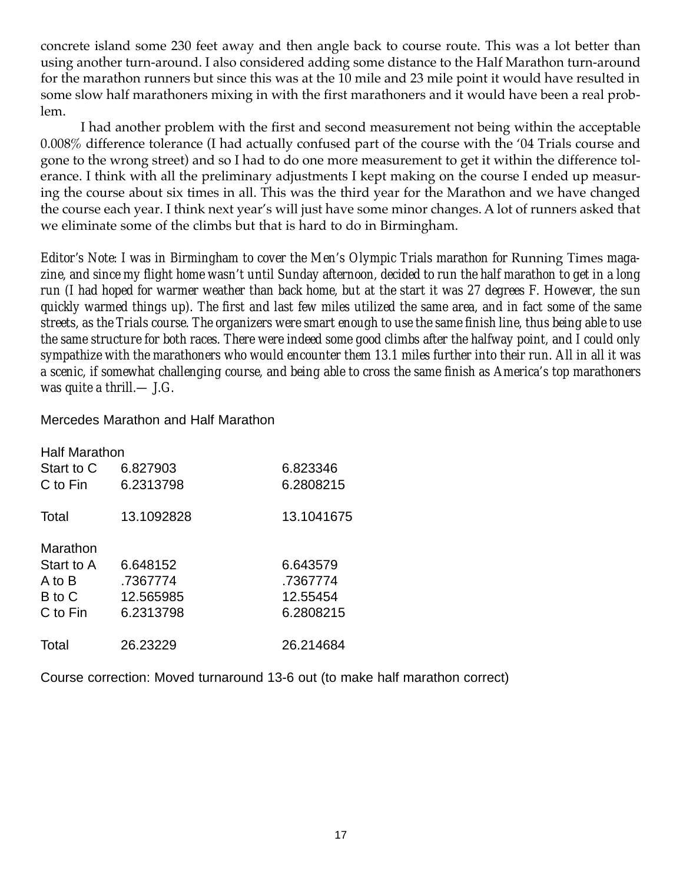concrete island some 230 feet away and then angle back to course route. This was a lot better than using another turn-around. I also considered adding some distance to the Half Marathon turn-around for the marathon runners but since this was at the 10 mile and 23 mile point it would have resulted in some slow half marathoners mixing in with the first marathoners and it would have been a real problem.

I had another problem with the first and second measurement not being within the acceptable 0.008% difference tolerance (I had actually confused part of the course with the '04 Trials course and gone to the wrong street) and so I had to do one more measurement to get it within the difference tolerance. I think with all the preliminary adjustments I kept making on the course I ended up measuring the course about six times in all. This was the third year for the Marathon and we have changed the course each year. I think next year's will just have some minor changes. A lot of runners asked that we eliminate some of the climbs but that is hard to do in Birmingham.

*Editor's Note: I was in Birmingham to cover the Men's Olympic Trials marathon for* Running Times *magazine, and since my flight home wasn't until Sunday afternoon, decided to run the half marathon to get in a long run (I had hoped for warmer weather than back home, but at the start it was 27 degrees F. However, the sun quickly warmed things up). The first and last few miles utilized the same area, and in fact some of the same streets, as the Trials course. The organizers were smart enough to use the same finish line, thus being able to use the same structure for both races. There were indeed some good climbs after the halfway point, and I could only sympathize with the marathoners who would encounter them 13.1 miles further into their run. All in all it was a scenic, if somewhat challenging course, and being able to cross the same finish as America's top marathoners was quite a thrill.— J.G.*

Mercedes Marathon and Half Marathon

| Half Marathon | | |
|---|---|---|
| Start to C | 6.827903 | 6.823346 |
| C to Fin | 6.2313798 | 6.2808215 |
| Total | 13.1092828 | 13.1041675 |

| Marathon | | |
|---|---|---|
| Start to A | 6.648152 | 6.643579 |
| A to B | .7367774 | .7367774 |
| B to C | 12.565985 | 12.55454 |
| C to Fin | 6.2313798 | 6.2808215 |
| Total | 26.23229 | 26.214684 |

Course correction: Moved turnaround 13-6 out (to make half marathon correct)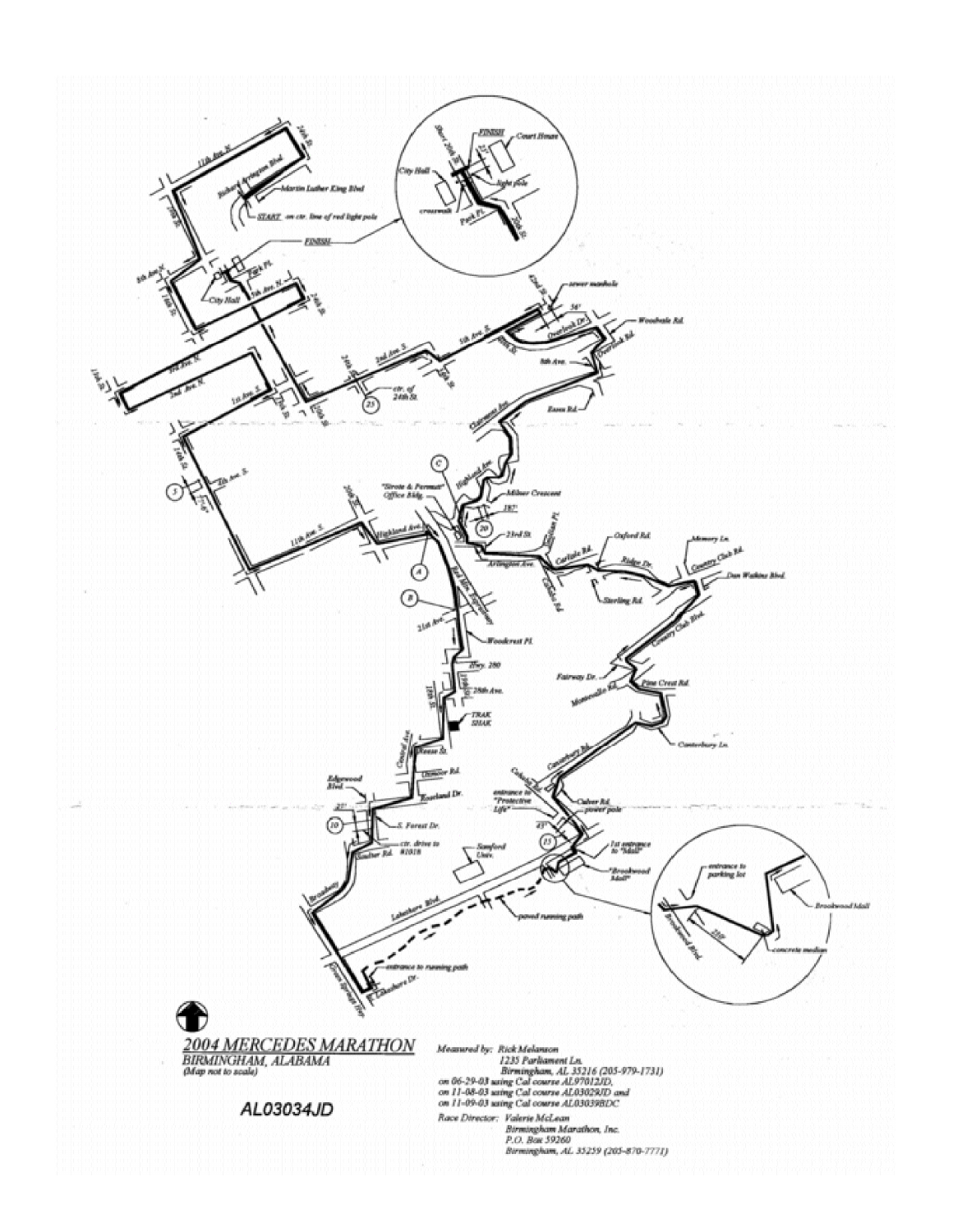## 2004 MERCEDES MARATHON

BIRMINGHAM, ALABAMA
(Map not to scale)

**AL03034JD**

Measured by: Rick Melanson
1235 Parliament Ln.
Birmingham, AL 35216 (205-979-1731)
on 06-29-03 using Cal course AL97012JD,
on 11-08-03 using Cal course AL03029JD and
on 11-09-03 using Cal course AL03039BDC

Race Director: Valerie McLean
Birmingham Marathon, Inc.
P.O. Box 59260
Birmingham, AL 35259 (205-870-7771)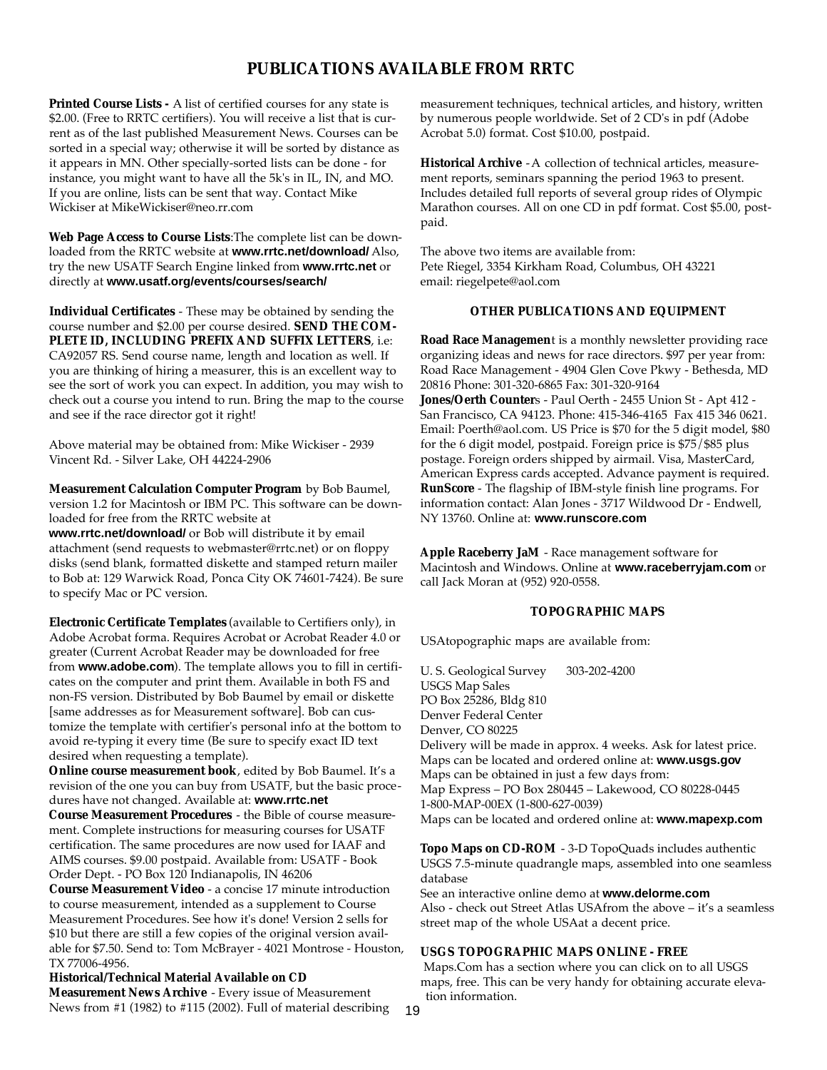# PUBLICATIONS AVAILABLE FROM RRTC

**Printed Course Lists -** A list of certified courses for any state is $2.00. (Free to RRTC certifiers). You will receive a list that is current as of the last published Measurement News. Courses can be sorted in a special way; otherwise it will be sorted by distance as it appears in MN. Other specially-sorted lists can be done - for instance, you might want to have all the 5k's in IL, IN, and MO. If you are online, lists can be sent that way. Contact Mike Wickiser at MikeWickiser@neo.rr.com

**Web Page Access to Course Lists**:The complete list can be downloaded from the RRTC website at **www.rrtc.net/download/** Also, try the new USATF Search Engine linked from **www.rrtc.net** or directly at **www.usatf.org/events/courses/search/**

**Individual Certificates** - These may be obtained by sending the course number and $2.00 per course desired. **SEND THE COMPLETE ID, INCLUDING PREFIX AND SUFFIX LETTERS**, i.e: CA92057 RS. Send course name, length and location as well. If you are thinking of hiring a measurer, this is an excellent way to see the sort of work you can expect. In addition, you may wish to check out a course you intend to run. Bring the map to the course and see if the race director got it right!

Above material may be obtained from: Mike Wickiser - 2939 Vincent Rd. - Silver Lake, OH 44224-2906

**Measurement Calculation Computer Program** by Bob Baumel, version 1.2 for Macintosh or IBM PC. This software can be downloaded for free from the RRTC website at **www.rrtc.net/download/** or Bob will distribute it by email attachment (send requests to webmaster@rrtc.net) or on floppy disks (send blank, formatted diskette and stamped return mailer to Bob at: 129 Warwick Road, Ponca City OK 74601-7424). Be sure to specify Mac or PC version.

**Electronic Certificate Templates** (available to Certifiers only), in Adobe Acrobat forma. Requires Acrobat or Acrobat Reader 4.0 or greater (Current Acrobat Reader may be downloaded for free from **www.adobe.com**). The template allows you to fill in certificates on the computer and print them. Available in both FS and non-FS version. Distributed by Bob Baumel by email or diskette [same addresses as for Measurement software]. Bob can customize the template with certifier's personal info at the bottom to avoid re-typing it every time (Be sure to specify exact ID text desired when requesting a template).

**Online course measurement book**, edited by Bob Baumel. It's a revision of the one you can buy from USATF, but the basic procedures have not changed. Available at: **www.rrtc.net**

**Course Measurement Procedures** - the Bible of course measurement. Complete instructions for measuring courses for USATF certification. The same procedures are now used for IAAF and AIMS courses. $9.00 postpaid. Available from: USATF - Book Order Dept. - PO Box 120 Indianapolis, IN 46206

**Course Measurement Video** - a concise 17 minute introduction to course measurement, intended as a supplement to Course Measurement Procedures. See how it's done! Version 2 sells for $10 but there are still a few copies of the original version available for $7.50. Send to: Tom McBrayer - 4021 Montrose - Houston, TX 77006-4956.

**Historical/Technical Material Available on CD**

**Measurement News Archive** - Every issue of Measurement News from #1 (1982) to #115 (2002). Full of material describing measurement techniques, technical articles, and history, written by numerous people worldwide. Set of 2 CD's in pdf (Adobe Acrobat 5.0) format. Cost $10.00, postpaid.

**Historical Archive** - A collection of technical articles, measurement reports, seminars spanning the period 1963 to present. Includes detailed full reports of several group rides of Olympic Marathon courses. All on one CD in pdf format. Cost $5.00, postpaid.

The above two items are available from:
Pete Riegel, 3354 Kirkham Road, Columbus, OH 43221
email: riegelpete@aol.com

## OTHER PUBLICATIONS AND EQUIPMENT

**Road Race Management** is a monthly newsletter providing race organizing ideas and news for race directors. $97 per year from: Road Race Management - 4904 Glen Cove Pkwy - Bethesda, MD 20816 Phone: 301-320-6865 Fax: 301-320-9164

**Jones/Oerth Counters** - Paul Oerth - 2455 Union St - Apt 412 - San Francisco, CA 94123. Phone: 415-346-4165 Fax 415 346 0621. Email: Poerth@aol.com. US Price is $70 for the 5 digit model, $80 for the 6 digit model, postpaid. Foreign price is $75/$85 plus postage. Foreign orders shipped by airmail. Visa, MasterCard, American Express cards accepted. Advance payment is required.

**RunScore** - The flagship of IBM-style finish line programs. For information contact: Alan Jones - 3717 Wildwood Dr - Endwell, NY 13760. Online at: **www.runscore.com**

**Apple Raceberry JaM** - Race management software for Macintosh and Windows. Online at **www.raceberryjam.com** or call Jack Moran at (952) 920-0558.

## TOPOGRAPHIC MAPS

USAtopographic maps are available from:

U. S. Geological Survey 303-202-4200
USGS Map Sales
PO Box 25286, Bldg 810
Denver Federal Center
Denver, CO 80225
Delivery will be made in approx. 4 weeks. Ask for latest price.
Maps can be located and ordered online at: **www.usgs.gov**
Maps can be obtained in just a few days from:
Map Express – PO Box 280445 – Lakewood, CO 80228-0445
1-800-MAP-00EX (1-800-627-0039)
Maps can be located and ordered online at: **www.mapexp.com**

**Topo Maps on CD-ROM** - 3-D TopoQuads includes authentic USGS 7.5-minute quadrangle maps, assembled into one seamless database
See an interactive online demo at **www.delorme.com**
Also - check out Street Atlas USAfrom the above – it's a seamless street map of the whole USAat a decent price.

## USGS TOPOGRAPHIC MAPS ONLINE - FREE

Maps.Com has a section where you can click on to all USGS maps, free. This can be very handy for obtaining accurate elevation information.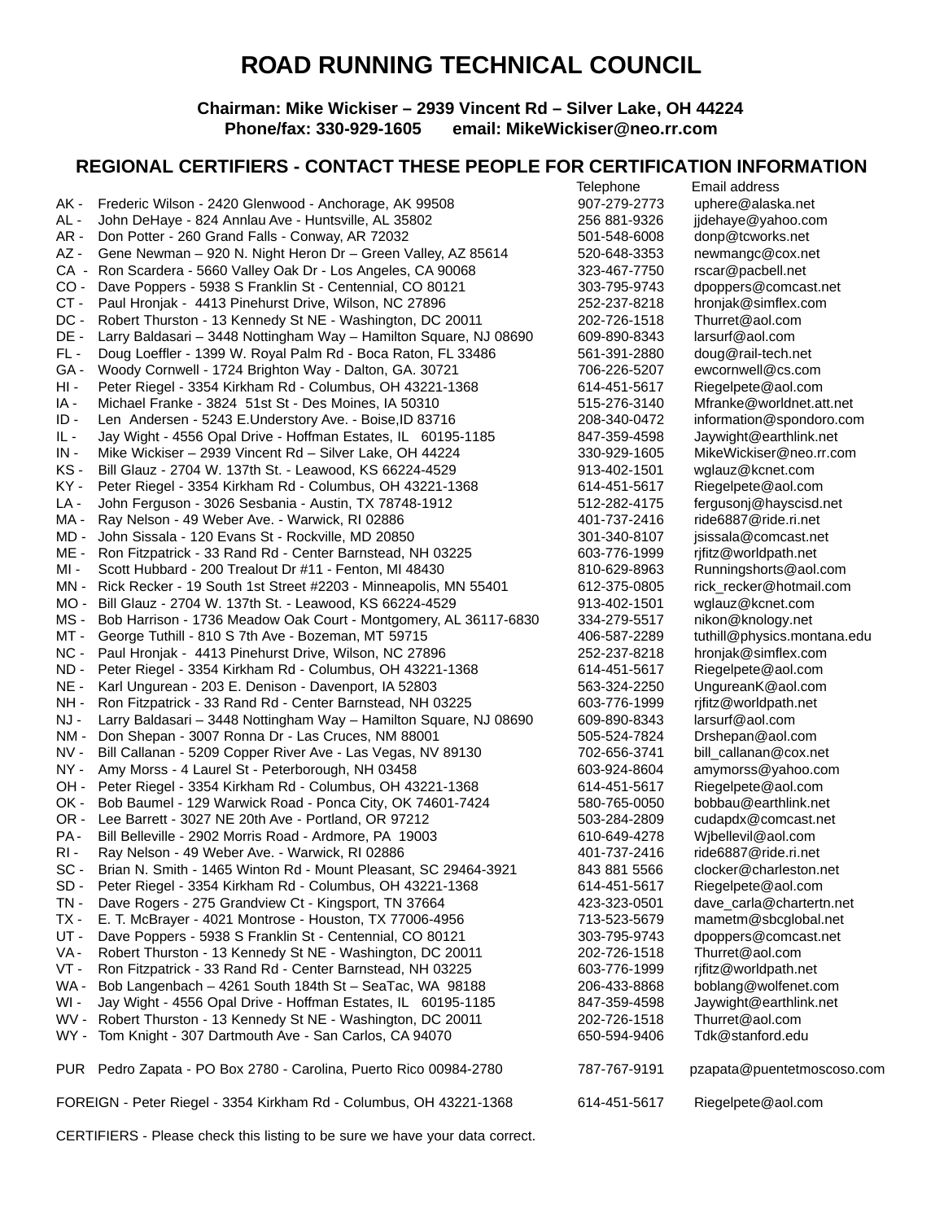# ROAD RUNNING TECHNICAL COUNCIL

**Chairman: Mike Wickiser – 2939 Vincent Rd – Silver Lake, OH 44224**
**Phone/fax: 330-929-1605 email: MikeWickiser@neo.rr.com**

## REGIONAL CERTIFIERS - CONTACT THESE PEOPLE FOR CERTIFICATION INFORMATION

| | | Telephone | Email address |
|---|---|---|---|
| AK - | Frederic Wilson - 2420 Glenwood - Anchorage, AK 99508 | 907-279-2773 | uphere@alaska.net |
| AL - | John DeHaye - 824 Annlau Ave - Huntsville, AL 35802 | 256 881-9326 | jjdehaye@yahoo.com |
| AR - | Don Potter - 260 Grand Falls - Conway, AR 72032 | 501-548-6008 | donp@tcworks.net |
| AZ - | Gene Newman – 920 N. Night Heron Dr – Green Valley, AZ 85614 | 520-648-3353 | newmangc@cox.net |
| CA - | Ron Scardera - 5660 Valley Oak Dr - Los Angeles, CA 90068 | 323-467-7750 | rscar@pacbell.net |
| CO - | Dave Poppers - 5938 S Franklin St - Centennial, CO 80121 | 303-795-9743 | dpoppers@comcast.net |
| CT - | Paul Hronjak - 4413 Pinehurst Drive, Wilson, NC 27896 | 252-237-8218 | hronjak@simflex.com |
| DC - | Robert Thurston - 13 Kennedy St NE - Washington, DC 20011 | 202-726-1518 | Thurret@aol.com |
| DE - | Larry Baldasari – 3448 Nottingham Way – Hamilton Square, NJ 08690 | 609-890-8343 | larsurf@aol.com |
| FL - | Doug Loeffler - 1399 W. Royal Palm Rd - Boca Raton, FL 33486 | 561-391-2880 | doug@rail-tech.net |
| GA - | Woody Cornwell - 1724 Brighton Way - Dalton, GA. 30721 | 706-226-5207 | ewcornwell@cs.com |
| HI - | Peter Riegel - 3354 Kirkham Rd - Columbus, OH 43221-1368 | 614-451-5617 | Riegelpete@aol.com |
| IA - | Michael Franke - 3824 51st St - Des Moines, IA 50310 | 515-276-3140 | Mfranke@worldnet.att.net |
| ID - | Len Andersen - 5243 E.Understory Ave. - Boise,ID 83716 | 208-340-0472 | information@spondoro.com |
| IL - | Jay Wight - 4556 Opal Drive - Hoffman Estates, IL 60195-1185 | 847-359-4598 | Jaywight@earthlink.net |
| IN - | Mike Wickiser – 2939 Vincent Rd – Silver Lake, OH 44224 | 330-929-1605 | MikeWickiser@neo.rr.com |
| KS - | Bill Glauz - 2704 W. 137th St. - Leawood, KS 66224-4529 | 913-402-1501 | wglauz@kcnet.com |
| KY - | Peter Riegel - 3354 Kirkham Rd - Columbus, OH 43221-1368 | 614-451-5617 | Riegelpete@aol.com |
| LA - | John Ferguson - 3026 Sesbania - Austin, TX 78748-1912 | 512-282-4175 | fergusonj@hayscisd.net |
| MA - | Ray Nelson - 49 Weber Ave. - Warwick, RI 02886 | 401-737-2416 | ride6887@ride.ri.net |
| MD - | John Sissala - 120 Evans St - Rockville, MD 20850 | 301-340-8107 | jsissala@comcast.net |
| ME - | Ron Fitzpatrick - 33 Rand Rd - Center Barnstead, NH 03225 | 603-776-1999 | rjfitz@worldpath.net |
| MI - | Scott Hubbard - 200 Trealout Dr #11 - Fenton, MI 48430 | 810-629-8963 | Runningshorts@aol.com |
| MN - | Rick Recker - 19 South 1st Street #2203 - Minneapolis, MN 55401 | 612-375-0805 | rick_recker@hotmail.com |
| MO - | Bill Glauz - 2704 W. 137th St. - Leawood, KS 66224-4529 | 913-402-1501 | wglauz@kcnet.com |
| MS - | Bob Harrison - 1736 Meadow Oak Court - Montgomery, AL 36117-6830 | 334-279-5517 | nikon@knology.net |
| MT - | George Tuthill - 810 S 7th Ave - Bozeman, MT 59715 | 406-587-2289 | tuthill@physics.montana.edu |
| NC - | Paul Hronjak - 4413 Pinehurst Drive, Wilson, NC 27896 | 252-237-8218 | hronjak@simflex.com |
| ND - | Peter Riegel - 3354 Kirkham Rd - Columbus, OH 43221-1368 | 614-451-5617 | Riegelpete@aol.com |
| NE - | Karl Ungurean - 203 E. Denison - Davenport, IA 52803 | 563-324-2250 | UngureanK@aol.com |
| NH - | Ron Fitzpatrick - 33 Rand Rd - Center Barnstead, NH 03225 | 603-776-1999 | rjfitz@worldpath.net |
| NJ - | Larry Baldasari – 3448 Nottingham Way – Hamilton Square, NJ 08690 | 609-890-8343 | larsurf@aol.com |
| NM - | Don Shepan - 3007 Ronna Dr - Las Cruces, NM 88001 | 505-524-7824 | Drshepan@aol.com |
| NV - | Bill Callanan - 5209 Copper River Ave - Las Vegas, NV 89130 | 702-656-3741 | bill_callanan@cox.net |
| NY - | Amy Morss - 4 Laurel St - Peterborough, NH 03458 | 603-924-8604 | amymorss@yahoo.com |
| OH - | Peter Riegel - 3354 Kirkham Rd - Columbus, OH 43221-1368 | 614-451-5617 | Riegelpete@aol.com |
| OK - | Bob Baumel - 129 Warwick Road - Ponca City, OK 74601-7424 | 580-765-0050 | bobbau@earthlink.net |
| OR - | Lee Barrett - 3027 NE 20th Ave - Portland, OR 97212 | 503-284-2809 | cudapdx@comcast.net |
| PA - | Bill Belleville - 2902 Morris Road - Ardmore, PA 19003 | 610-649-4278 | Wjbellevil@aol.com |
| RI - | Ray Nelson - 49 Weber Ave. - Warwick, RI 02886 | 401-737-2416 | ride6887@ride.ri.net |
| SC - | Brian N. Smith - 1465 Winton Rd - Mount Pleasant, SC 29464-3921 | 843 881 5566 | clocker@charleston.net |
| SD - | Peter Riegel - 3354 Kirkham Rd - Columbus, OH 43221-1368 | 614-451-5617 | Riegelpete@aol.com |
| TN - | Dave Rogers - 275 Grandview Ct - Kingsport, TN 37664 | 423-323-0501 | dave_carla@chartertn.net |
| TX - | E. T. McBrayer - 4021 Montrose - Houston, TX 77006-4956 | 713-523-5679 | mametm@sbcglobal.net |
| UT - | Dave Poppers - 5938 S Franklin St - Centennial, CO 80121 | 303-795-9743 | dpoppers@comcast.net |
| VA - | Robert Thurston - 13 Kennedy St NE - Washington, DC 20011 | 202-726-1518 | Thurret@aol.com |
| VT - | Ron Fitzpatrick - 33 Rand Rd - Center Barnstead, NH 03225 | 603-776-1999 | rjfitz@worldpath.net |
| WA - | Bob Langenbach – 4261 South 184th St – SeaTac, WA 98188 | 206-433-8868 | boblang@wolfenet.com |
| WI - | Jay Wight - 4556 Opal Drive - Hoffman Estates, IL 60195-1185 | 847-359-4598 | Jaywight@earthlink.net |
| WV - | Robert Thurston - 13 Kennedy St NE - Washington, DC 20011 | 202-726-1518 | Thurret@aol.com |
| WY - | Tom Knight - 307 Dartmouth Ave - San Carlos, CA 94070 | 650-594-9406 | Tdk@stanford.edu |
| PUR | Pedro Zapata - PO Box 2780 - Carolina, Puerto Rico 00984-2780 | 787-767-9191 | pzapata@puentetmoscoso.com |
| FOREIGN - | Peter Riegel - 3354 Kirkham Rd - Columbus, OH 43221-1368 | 614-451-5617 | Riegelpete@aol.com |

CERTIFIERS - Please check this listing to be sure we have your data correct.